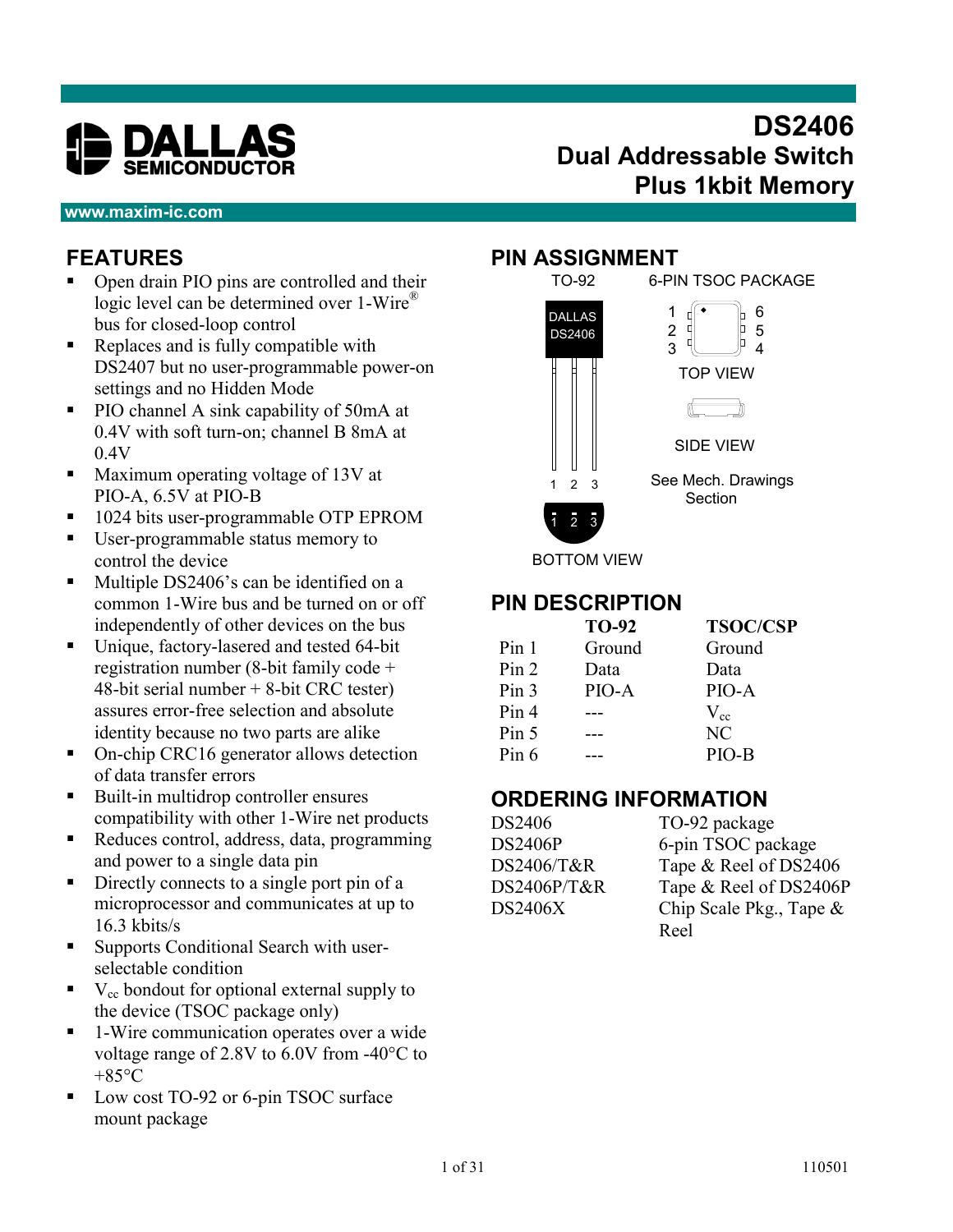DALLAS SEMICONDUCTOR

www.maxim-ic.com

# DS2406
## Dual Addressable Switch Plus 1kbit Memory

## FEATURES

- Open drain PIO pins are controlled and their logic level can be determined over 1-Wire® bus for closed-loop control
- Replaces and is fully compatible with DS2407 but no user-programmable power-on settings and no Hidden Mode
- PIO channel A sink capability of 50mA at 0.4V with soft turn-on; channel B 8mA at 0.4V
- Maximum operating voltage of 13V at PIO-A, 6.5V at PIO-B
- 1024 bits user-programmable OTP EPROM
- User-programmable status memory to control the device
- Multiple DS2406's can be identified on a common 1-Wire bus and be turned on or off independently of other devices on the bus
- Unique, factory-lasered and tested 64-bit registration number (8-bit family code + 48-bit serial number + 8-bit CRC tester) assures error-free selection and absolute identity because no two parts are alike
- On-chip CRC16 generator allows detection of data transfer errors
- Built-in multidrop controller ensures compatibility with other 1-Wire net products
- Reduces control, address, data, programming and power to a single data pin
- Directly connects to a single port pin of a microprocessor and communicates at up to 16.3 kbits/s
- Supports Conditional Search with user-selectable condition
- $V_{cc}$ bondout for optional external supply to the device (TSOC package only)
- 1-Wire communication operates over a wide voltage range of 2.8V to 6.0V from -40°C to +85°C
- Low cost TO-92 or 6-pin TSOC surface mount package

## PIN ASSIGNMENT

TO-92

DALLAS DS2406

1 2 3

BOTTOM VIEW

6-PIN TSOC PACKAGE

TOP VIEW

SIDE VIEW

See Mech. Drawings Section

## PIN DESCRIPTION

| | TO-92 | TSOC/CSP |
|---|---|---|
| Pin 1 | Ground | Ground |
| Pin 2 | Data | Data |
| Pin 3 | PIO-A | PIO-A |
| Pin 4 | --- | $V_{cc}$ |
| Pin 5 | --- | NC |
| Pin 6 | --- | PIO-B |

## ORDERING INFORMATION

| | |
|---|---|
| DS2406 | TO-92 package |
| DS2406P | 6-pin TSOC package |
| DS2406/T&R | Tape & Reel of DS2406 |
| DS2406P/T&R | Tape & Reel of DS2406P |
| DS2406X | Chip Scale Pkg., Tape & Reel |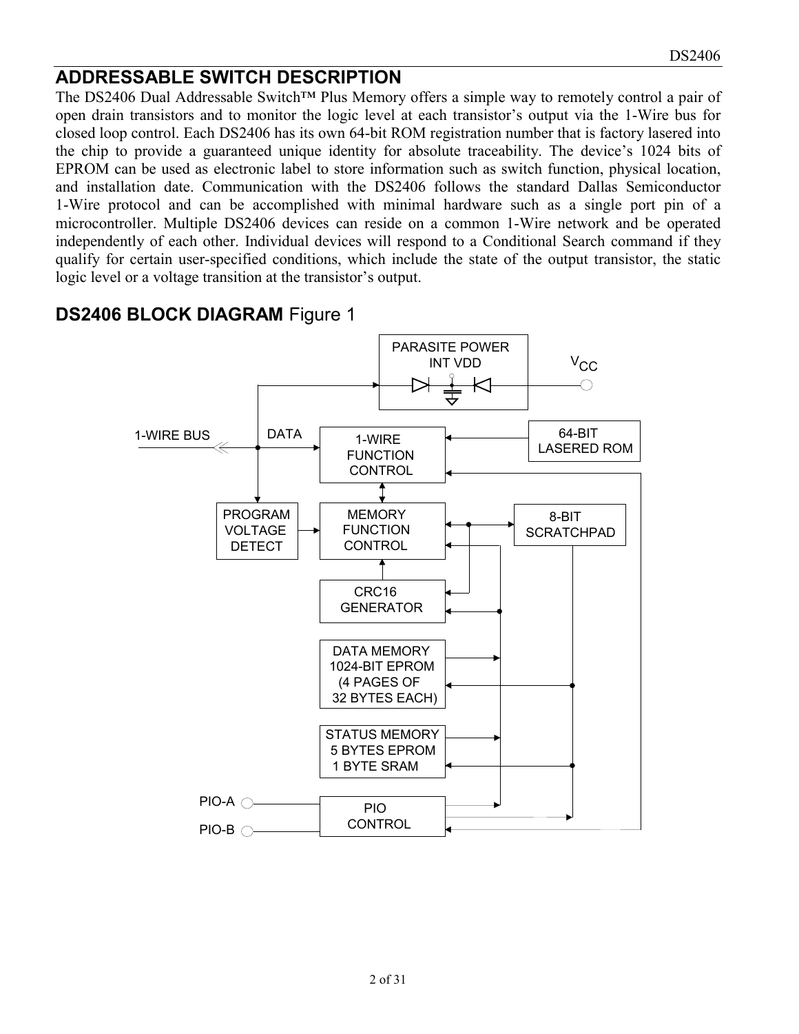## ADDRESSABLE SWITCH DESCRIPTION

The DS2406 Dual Addressable Switch™ Plus Memory offers a simple way to remotely control a pair of open drain transistors and to monitor the logic level at each transistor's output via the 1-Wire bus for closed loop control. Each DS2406 has its own 64-bit ROM registration number that is factory lasered into the chip to provide a guaranteed unique identity for absolute traceability. The device's 1024 bits of EPROM can be used as electronic label to store information such as switch function, physical location, and installation date. Communication with the DS2406 follows the standard Dallas Semiconductor 1-Wire protocol and can be accomplished with minimal hardware such as a single port pin of a microcontroller. Multiple DS2406 devices can reside on a common 1-Wire network and be operated independently of each other. Individual devices will respond to a Conditional Search command if they qualify for certain user-specified conditions, which include the state of the output transistor, the static logic level or a voltage transition at the transistor's output.

## DS2406 BLOCK DIAGRAM Figure 1

PARASITE POWER INT VDD

$V_{CC}$

1-WIRE BUS

DATA

1-WIRE FUNCTION CONTROL

64-BIT LASERED ROM

PROGRAM VOLTAGE DETECT

MEMORY FUNCTION CONTROL

8-BIT SCRATCHPAD

CRC16 GENERATOR

DATA MEMORY 1024-BIT EPROM (4 PAGES OF 32 BYTES EACH)

STATUS MEMORY 5 BYTES EPROM 1 BYTE SRAM

PIO-A

PIO-B

PIO CONTROL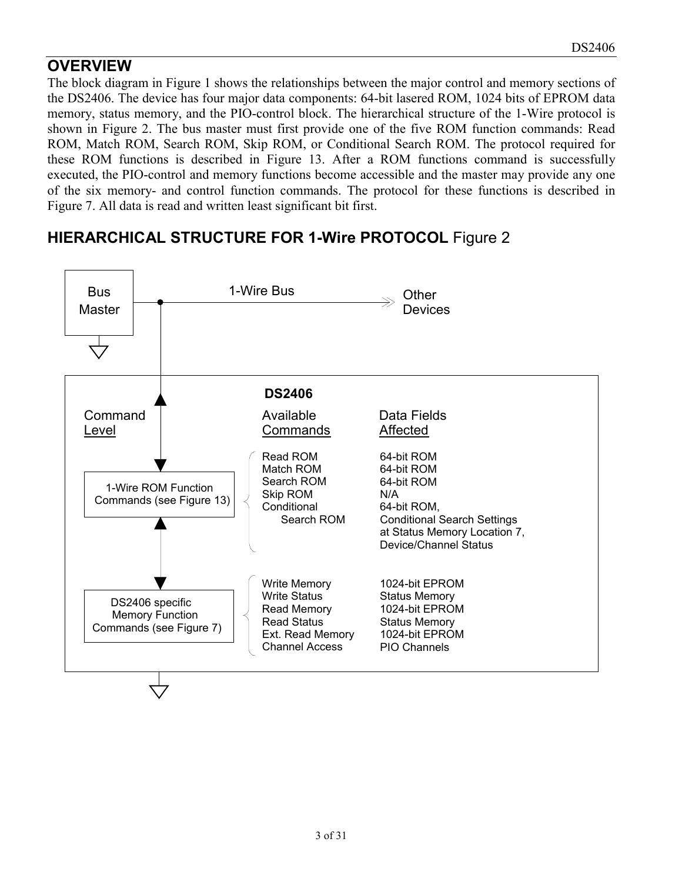## OVERVIEW

The block diagram in Figure 1 shows the relationships between the major control and memory sections of the DS2406. The device has four major data components: 64-bit lasered ROM, 1024 bits of EPROM data memory, status memory, and the PIO-control block. The hierarchical structure of the 1-Wire protocol is shown in Figure 2. The bus master must first provide one of the five ROM function commands: Read ROM, Match ROM, Search ROM, Skip ROM, or Conditional Search ROM. The protocol required for these ROM functions is described in Figure 13. After a ROM functions command is successfully executed, the PIO-control and memory functions become accessible and the master may provide any one of the six memory- and control function commands. The protocol for these functions is described in Figure 7. All data is read and written least significant bit first.

## HIERARCHICAL STRUCTURE FOR 1-Wire PROTOCOL Figure 2

Bus Master — 1-Wire Bus — Other Devices

**DS2406**

| Command Level | Available Commands | Data Fields Affected |
|---|---|---|
| 1-Wire ROM Function Commands (see Figure 13) | Read ROM | 64-bit ROM |
| | Match ROM | 64-bit ROM |
| | Search ROM | 64-bit ROM |
| | Skip ROM | N/A |
| | Conditional Search ROM | 64-bit ROM, Conditional Search Settings at Status Memory Location 7, Device/Channel Status |
| DS2406 specific Memory Function Commands (see Figure 7) | Write Memory | 1024-bit EPROM |
| | Write Status | Status Memory |
| | Read Memory | 1024-bit EPROM |
| | Read Status | Status Memory |
| | Ext. Read Memory | 1024-bit EPROM |
| | Channel Access | PIO Channels |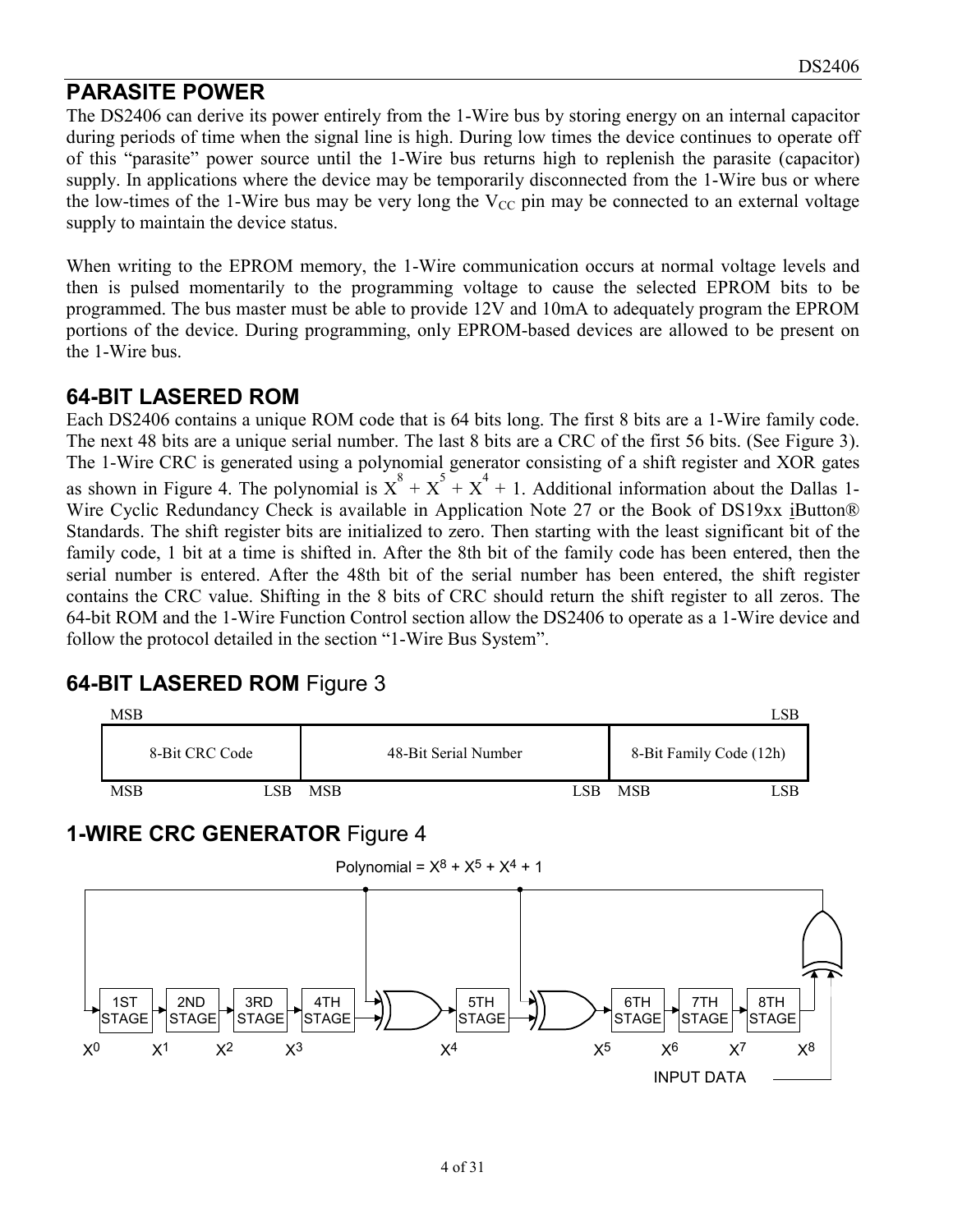## PARASITE POWER

The DS2406 can derive its power entirely from the 1-Wire bus by storing energy on an internal capacitor during periods of time when the signal line is high. During low times the device continues to operate off of this "parasite" power source until the 1-Wire bus returns high to replenish the parasite (capacitor) supply. In applications where the device may be temporarily disconnected from the 1-Wire bus or where the low-times of the 1-Wire bus may be very long the $V_{CC}$ pin may be connected to an external voltage supply to maintain the device status.

When writing to the EPROM memory, the 1-Wire communication occurs at normal voltage levels and then is pulsed momentarily to the programming voltage to cause the selected EPROM bits to be programmed. The bus master must be able to provide 12V and 10mA to adequately program the EPROM portions of the device. During programming, only EPROM-based devices are allowed to be present on the 1-Wire bus.

## 64-BIT LASERED ROM

Each DS2406 contains a unique ROM code that is 64 bits long. The first 8 bits are a 1-Wire family code. The next 48 bits are a unique serial number. The last 8 bits are a CRC of the first 56 bits. (See Figure 3). The 1-Wire CRC is generated using a polynomial generator consisting of a shift register and XOR gates as shown in Figure 4. The polynomial is $X^8 + X^5 + X^4 + 1$. Additional information about the Dallas 1-Wire Cyclic Redundancy Check is available in Application Note 27 or the Book of DS19xx iButton® Standards. The shift register bits are initialized to zero. Then starting with the least significant bit of the family code, 1 bit at a time is shifted in. After the 8th bit of the family code has been entered, then the serial number is entered. After the 48th bit of the serial number has been entered, the shift register contains the CRC value. Shifting in the 8 bits of CRC should return the shift register to all zeros. The 64-bit ROM and the 1-Wire Function Control section allow the DS2406 to operate as a 1-Wire device and follow the protocol detailed in the section "1-Wire Bus System".

## 64-BIT LASERED ROM Figure 3

| MSB | | LSB |
|---|---|---|
| 8-Bit CRC Code | 48-Bit Serial Number | 8-Bit Family Code (12h) |
| MSB LSB | MSB LSB | MSB LSB |

## 1-WIRE CRC GENERATOR Figure 4

Polynomial = $X^8 + X^5 + X^4 + 1$

1ST STAGE, 2ND STAGE, 3RD STAGE, 4TH STAGE, 5TH STAGE, 6TH STAGE, 7TH STAGE, 8TH STAGE

$X^0$ $X^1$ $X^2$ $X^3$ $X^4$ $X^5$ $X^6$ $X^7$ $X^8$

INPUT DATA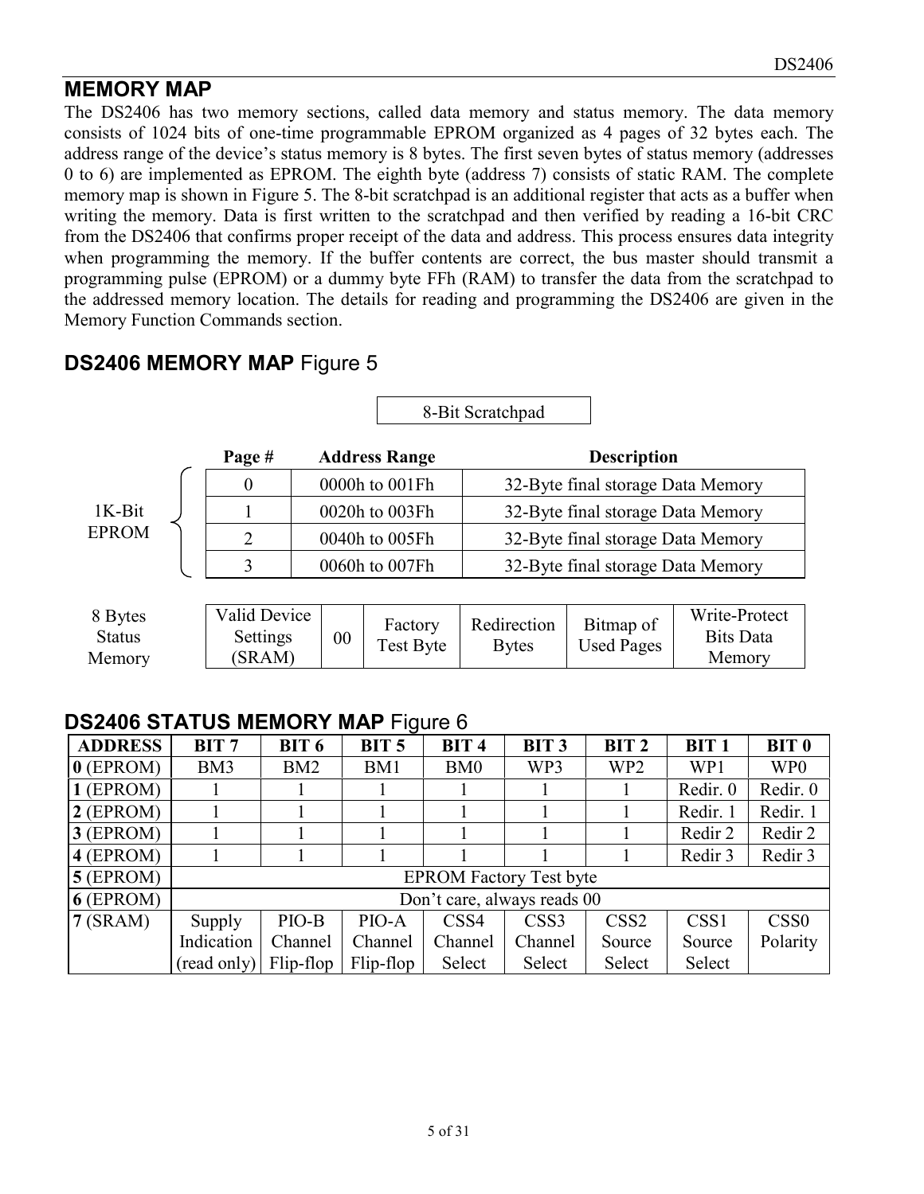## MEMORY MAP

The DS2406 has two memory sections, called data memory and status memory. The data memory consists of 1024 bits of one-time programmable EPROM organized as 4 pages of 32 bytes each. The address range of the device's status memory is 8 bytes. The first seven bytes of status memory (addresses 0 to 6) are implemented as EPROM. The eighth byte (address 7) consists of static RAM. The complete memory map is shown in Figure 5. The 8-bit scratchpad is an additional register that acts as a buffer when writing the memory. Data is first written to the scratchpad and then verified by reading a 16-bit CRC from the DS2406 that confirms proper receipt of the data and address. This process ensures data integrity when programming the memory. If the buffer contents are correct, the bus master should transmit a programming pulse (EPROM) or a dummy byte FFh (RAM) to transfer the data from the scratchpad to the addressed memory location. The details for reading and programming the DS2406 are given in the Memory Function Commands section.

### DS2406 MEMORY MAP Figure 5

8-Bit Scratchpad

1K-Bit EPROM

| Page # | Address Range | Description |
|---|---|---|
| 0 | 0000h to 001Fh | 32-Byte final storage Data Memory |
| 1 | 0020h to 003Fh | 32-Byte final storage Data Memory |
| 2 | 0040h to 005Fh | 32-Byte final storage Data Memory |
| 3 | 0060h to 007Fh | 32-Byte final storage Data Memory |

8 Bytes Status Memory

| Valid Device Settings (SRAM) | 00 | Factory Test Byte | Redirection Bytes | Bitmap of Used Pages | Write-Protect Bits Data Memory |
|---|---|---|---|---|---|

### DS2406 STATUS MEMORY MAP Figure 6

| ADDRESS | BIT 7 | BIT 6 | BIT 5 | BIT 4 | BIT 3 | BIT 2 | BIT 1 | BIT 0 |
|---|---|---|---|---|---|---|---|---|
| **0** (EPROM) | BM3 | BM2 | BM1 | BM0 | WP3 | WP2 | WP1 | WP0 |
| **1** (EPROM) | 1 | 1 | 1 | 1 | 1 | 1 | Redir. 0 | Redir. 0 |
| **2** (EPROM) | 1 | 1 | 1 | 1 | 1 | 1 | Redir. 1 | Redir. 1 |
| **3** (EPROM) | 1 | 1 | 1 | 1 | 1 | 1 | Redir 2 | Redir 2 |
| **4** (EPROM) | 1 | 1 | 1 | 1 | 1 | 1 | Redir 3 | Redir 3 |
| **5** (EPROM) | EPROM Factory Test byte | | | | | | | |
| **6** (EPROM) | Don't care, always reads 00 | | | | | | | |
| **7** (SRAM) | Supply Indication (read only) | PIO-B Channel Flip-flop | PIO-A Channel Flip-flop | CSS4 Channel Select | CSS3 Channel Select | CSS2 Source Select | CSS1 Source Select | CSS0 Polarity |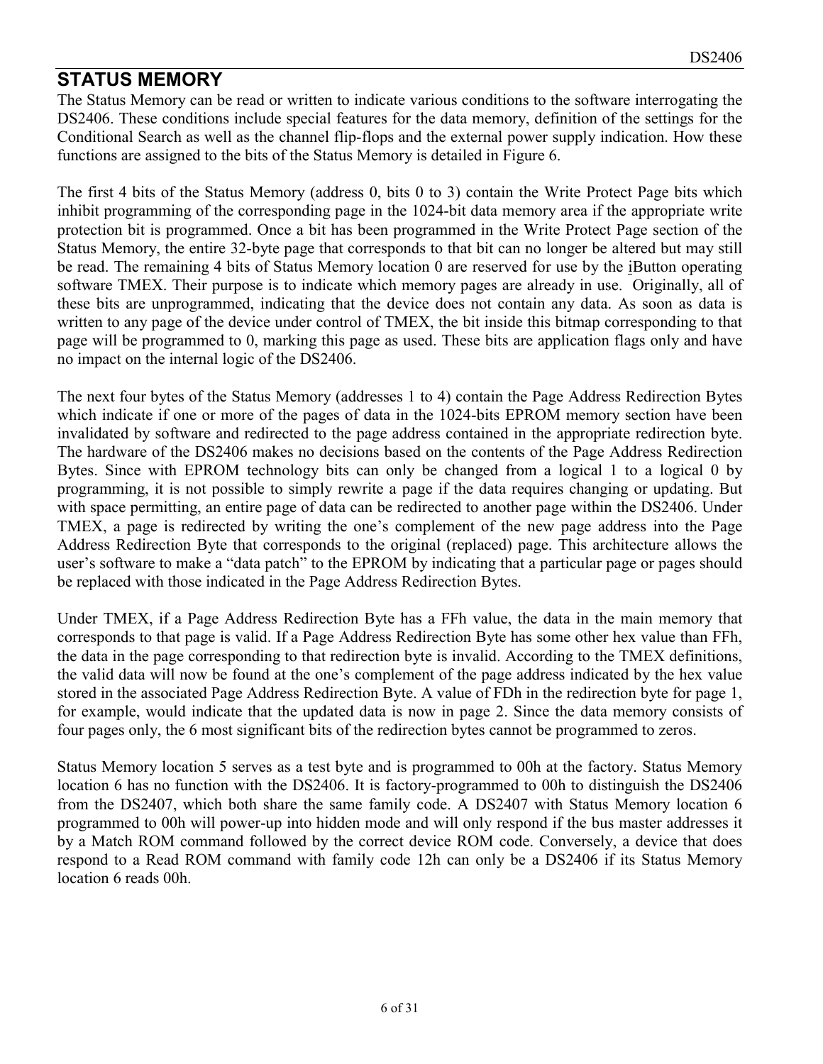## STATUS MEMORY

The Status Memory can be read or written to indicate various conditions to the software interrogating the DS2406. These conditions include special features for the data memory, definition of the settings for the Conditional Search as well as the channel flip-flops and the external power supply indication. How these functions are assigned to the bits of the Status Memory is detailed in Figure 6.

The first 4 bits of the Status Memory (address 0, bits 0 to 3) contain the Write Protect Page bits which inhibit programming of the corresponding page in the 1024-bit data memory area if the appropriate write protection bit is programmed. Once a bit has been programmed in the Write Protect Page section of the Status Memory, the entire 32-byte page that corresponds to that bit can no longer be altered but may still be read. The remaining 4 bits of Status Memory location 0 are reserved for use by the iButton operating software TMEX. Their purpose is to indicate which memory pages are already in use. Originally, all of these bits are unprogrammed, indicating that the device does not contain any data. As soon as data is written to any page of the device under control of TMEX, the bit inside this bitmap corresponding to that page will be programmed to 0, marking this page as used. These bits are application flags only and have no impact on the internal logic of the DS2406.

The next four bytes of the Status Memory (addresses 1 to 4) contain the Page Address Redirection Bytes which indicate if one or more of the pages of data in the 1024-bits EPROM memory section have been invalidated by software and redirected to the page address contained in the appropriate redirection byte. The hardware of the DS2406 makes no decisions based on the contents of the Page Address Redirection Bytes. Since with EPROM technology bits can only be changed from a logical 1 to a logical 0 by programming, it is not possible to simply rewrite a page if the data requires changing or updating. But with space permitting, an entire page of data can be redirected to another page within the DS2406. Under TMEX, a page is redirected by writing the one's complement of the new page address into the Page Address Redirection Byte that corresponds to the original (replaced) page. This architecture allows the user's software to make a "data patch" to the EPROM by indicating that a particular page or pages should be replaced with those indicated in the Page Address Redirection Bytes.

Under TMEX, if a Page Address Redirection Byte has a FFh value, the data in the main memory that corresponds to that page is valid. If a Page Address Redirection Byte has some other hex value than FFh, the data in the page corresponding to that redirection byte is invalid. According to the TMEX definitions, the valid data will now be found at the one's complement of the page address indicated by the hex value stored in the associated Page Address Redirection Byte. A value of FDh in the redirection byte for page 1, for example, would indicate that the updated data is now in page 2. Since the data memory consists of four pages only, the 6 most significant bits of the redirection bytes cannot be programmed to zeros.

Status Memory location 5 serves as a test byte and is programmed to 00h at the factory. Status Memory location 6 has no function with the DS2406. It is factory-programmed to 00h to distinguish the DS2406 from the DS2407, which both share the same family code. A DS2407 with Status Memory location 6 programmed to 00h will power-up into hidden mode and will only respond if the bus master addresses it by a Match ROM command followed by the correct device ROM code. Conversely, a device that does respond to a Read ROM command with family code 12h can only be a DS2406 if its Status Memory location 6 reads 00h.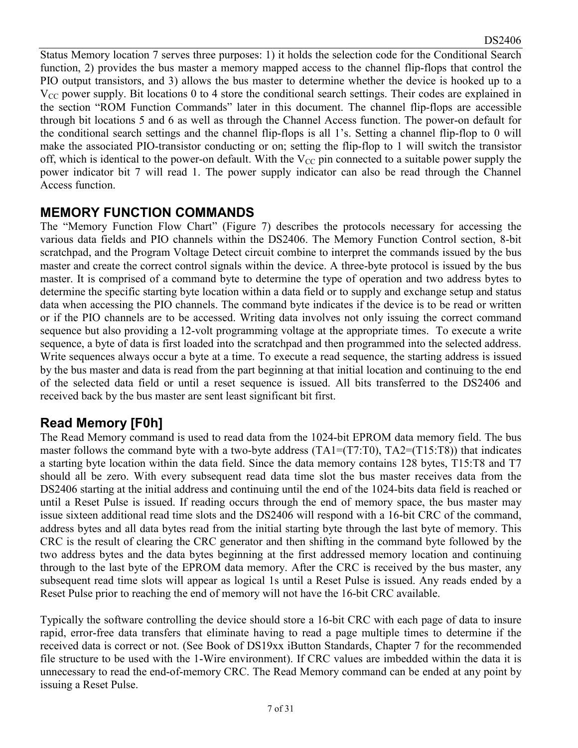Status Memory location 7 serves three purposes: 1) it holds the selection code for the Conditional Search function, 2) provides the bus master a memory mapped access to the channel flip-flops that control the PIO output transistors, and 3) allows the bus master to determine whether the device is hooked up to a $V_{CC}$ power supply. Bit locations 0 to 4 store the conditional search settings. Their codes are explained in the section "ROM Function Commands" later in this document. The channel flip-flops are accessible through bit locations 5 and 6 as well as through the Channel Access function. The power-on default for the conditional search settings and the channel flip-flops is all 1's. Setting a channel flip-flop to 0 will make the associated PIO-transistor conducting or on; setting the flip-flop to 1 will switch the transistor off, which is identical to the power-on default. With the $V_{CC}$ pin connected to a suitable power supply the power indicator bit 7 will read 1. The power supply indicator can also be read through the Channel Access function.

## MEMORY FUNCTION COMMANDS

The "Memory Function Flow Chart" (Figure 7) describes the protocols necessary for accessing the various data fields and PIO channels within the DS2406. The Memory Function Control section, 8-bit scratchpad, and the Program Voltage Detect circuit combine to interpret the commands issued by the bus master and create the correct control signals within the device. A three-byte protocol is issued by the bus master. It is comprised of a command byte to determine the type of operation and two address bytes to determine the specific starting byte location within a data field or to supply and exchange setup and status data when accessing the PIO channels. The command byte indicates if the device is to be read or written or if the PIO channels are to be accessed. Writing data involves not only issuing the correct command sequence but also providing a 12-volt programming voltage at the appropriate times. To execute a write sequence, a byte of data is first loaded into the scratchpad and then programmed into the selected address. Write sequences always occur a byte at a time. To execute a read sequence, the starting address is issued by the bus master and data is read from the part beginning at that initial location and continuing to the end of the selected data field or until a reset sequence is issued. All bits transferred to the DS2406 and received back by the bus master are sent least significant bit first.

### Read Memory [F0h]

The Read Memory command is used to read data from the 1024-bit EPROM data memory field. The bus master follows the command byte with a two-byte address (TA1=(T7:T0), TA2=(T15:T8)) that indicates a starting byte location within the data field. Since the data memory contains 128 bytes, T15:T8 and T7 should all be zero. With every subsequent read data time slot the bus master receives data from the DS2406 starting at the initial address and continuing until the end of the 1024-bits data field is reached or until a Reset Pulse is issued. If reading occurs through the end of memory space, the bus master may issue sixteen additional read time slots and the DS2406 will respond with a 16-bit CRC of the command, address bytes and all data bytes read from the initial starting byte through the last byte of memory. This CRC is the result of clearing the CRC generator and then shifting in the command byte followed by the two address bytes and the data bytes beginning at the first addressed memory location and continuing through to the last byte of the EPROM data memory. After the CRC is received by the bus master, any subsequent read time slots will appear as logical 1s until a Reset Pulse is issued. Any reads ended by a Reset Pulse prior to reaching the end of memory will not have the 16-bit CRC available.

Typically the software controlling the device should store a 16-bit CRC with each page of data to insure rapid, error-free data transfers that eliminate having to read a page multiple times to determine if the received data is correct or not. (See Book of DS19xx iButton Standards, Chapter 7 for the recommended file structure to be used with the 1-Wire environment). If CRC values are imbedded within the data it is unnecessary to read the end-of-memory CRC. The Read Memory command can be ended at any point by issuing a Reset Pulse.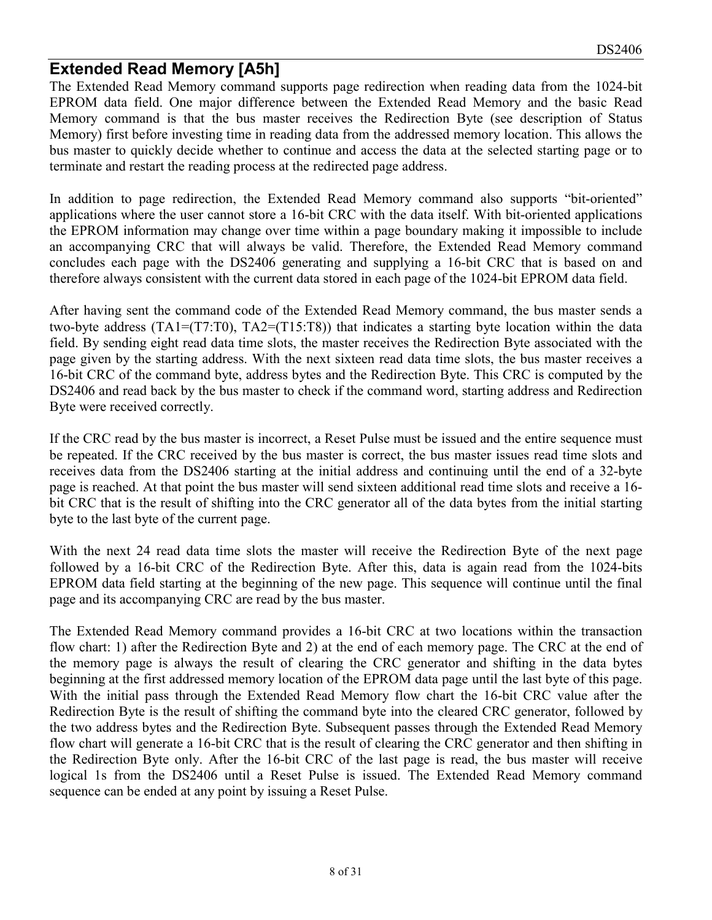## Extended Read Memory [A5h]

The Extended Read Memory command supports page redirection when reading data from the 1024-bit EPROM data field. One major difference between the Extended Read Memory and the basic Read Memory command is that the bus master receives the Redirection Byte (see description of Status Memory) first before investing time in reading data from the addressed memory location. This allows the bus master to quickly decide whether to continue and access the data at the selected starting page or to terminate and restart the reading process at the redirected page address.

In addition to page redirection, the Extended Read Memory command also supports "bit-oriented" applications where the user cannot store a 16-bit CRC with the data itself. With bit-oriented applications the EPROM information may change over time within a page boundary making it impossible to include an accompanying CRC that will always be valid. Therefore, the Extended Read Memory command concludes each page with the DS2406 generating and supplying a 16-bit CRC that is based on and therefore always consistent with the current data stored in each page of the 1024-bit EPROM data field.

After having sent the command code of the Extended Read Memory command, the bus master sends a two-byte address (TA1=(T7:T0), TA2=(T15:T8)) that indicates a starting byte location within the data field. By sending eight read data time slots, the master receives the Redirection Byte associated with the page given by the starting address. With the next sixteen read data time slots, the bus master receives a 16-bit CRC of the command byte, address bytes and the Redirection Byte. This CRC is computed by the DS2406 and read back by the bus master to check if the command word, starting address and Redirection Byte were received correctly.

If the CRC read by the bus master is incorrect, a Reset Pulse must be issued and the entire sequence must be repeated. If the CRC received by the bus master is correct, the bus master issues read time slots and receives data from the DS2406 starting at the initial address and continuing until the end of a 32-byte page is reached. At that point the bus master will send sixteen additional read time slots and receive a 16-bit CRC that is the result of shifting into the CRC generator all of the data bytes from the initial starting byte to the last byte of the current page.

With the next 24 read data time slots the master will receive the Redirection Byte of the next page followed by a 16-bit CRC of the Redirection Byte. After this, data is again read from the 1024-bits EPROM data field starting at the beginning of the new page. This sequence will continue until the final page and its accompanying CRC are read by the bus master.

The Extended Read Memory command provides a 16-bit CRC at two locations within the transaction flow chart: 1) after the Redirection Byte and 2) at the end of each memory page. The CRC at the end of the memory page is always the result of clearing the CRC generator and shifting in the data bytes beginning at the first addressed memory location of the EPROM data page until the last byte of this page. With the initial pass through the Extended Read Memory flow chart the 16-bit CRC value after the Redirection Byte is the result of shifting the command byte into the cleared CRC generator, followed by the two address bytes and the Redirection Byte. Subsequent passes through the Extended Read Memory flow chart will generate a 16-bit CRC that is the result of clearing the CRC generator and then shifting in the Redirection Byte only. After the 16-bit CRC of the last page is read, the bus master will receive logical 1s from the DS2406 until a Reset Pulse is issued. The Extended Read Memory command sequence can be ended at any point by issuing a Reset Pulse.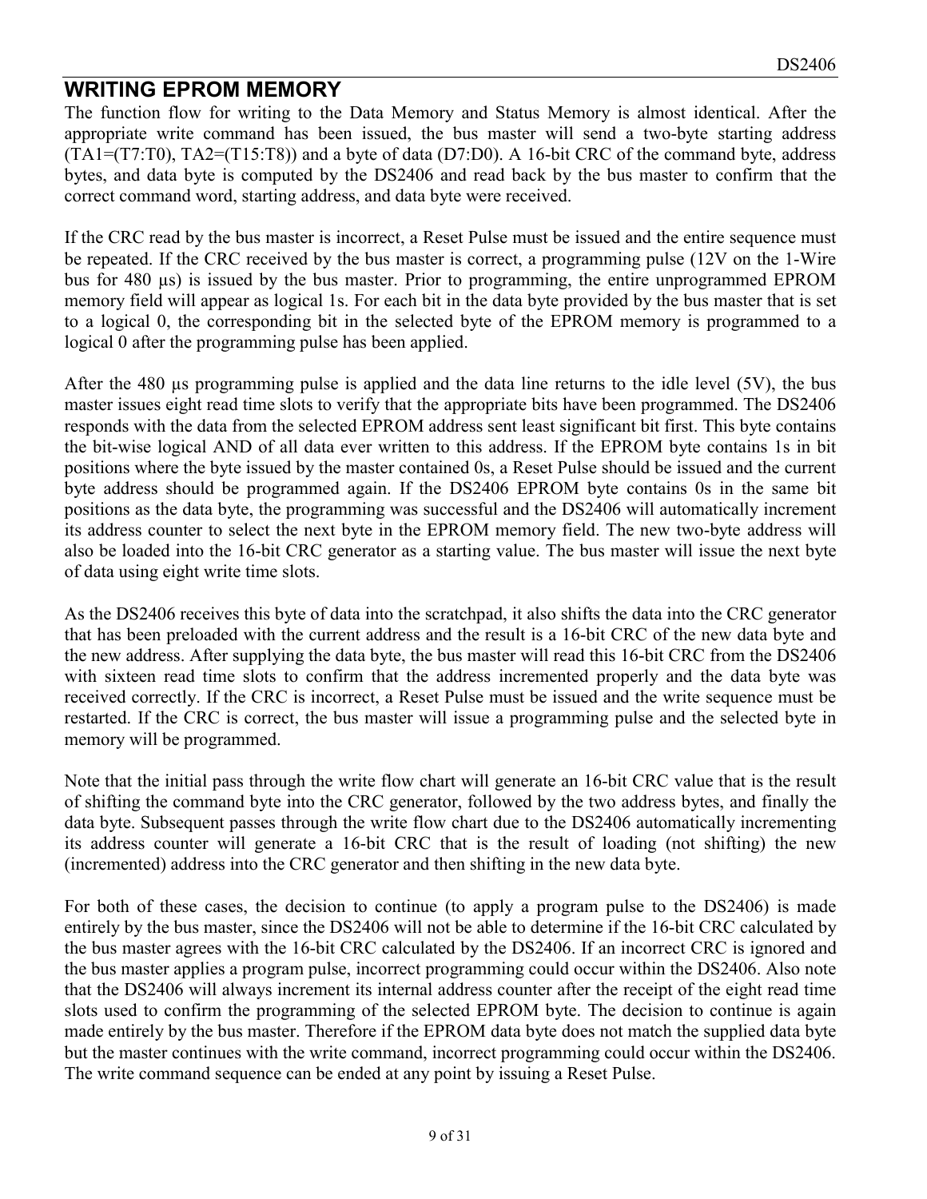## WRITING EPROM MEMORY

The function flow for writing to the Data Memory and Status Memory is almost identical. After the appropriate write command has been issued, the bus master will send a two-byte starting address (TA1=(T7:T0), TA2=(T15:T8)) and a byte of data (D7:D0). A 16-bit CRC of the command byte, address bytes, and data byte is computed by the DS2406 and read back by the bus master to confirm that the correct command word, starting address, and data byte were received.

If the CRC read by the bus master is incorrect, a Reset Pulse must be issued and the entire sequence must be repeated. If the CRC received by the bus master is correct, a programming pulse (12V on the 1-Wire bus for 480 μs) is issued by the bus master. Prior to programming, the entire unprogrammed EPROM memory field will appear as logical 1s. For each bit in the data byte provided by the bus master that is set to a logical 0, the corresponding bit in the selected byte of the EPROM memory is programmed to a logical 0 after the programming pulse has been applied.

After the 480 μs programming pulse is applied and the data line returns to the idle level (5V), the bus master issues eight read time slots to verify that the appropriate bits have been programmed. The DS2406 responds with the data from the selected EPROM address sent least significant bit first. This byte contains the bit-wise logical AND of all data ever written to this address. If the EPROM byte contains 1s in bit positions where the byte issued by the master contained 0s, a Reset Pulse should be issued and the current byte address should be programmed again. If the DS2406 EPROM byte contains 0s in the same bit positions as the data byte, the programming was successful and the DS2406 will automatically increment its address counter to select the next byte in the EPROM memory field. The new two-byte address will also be loaded into the 16-bit CRC generator as a starting value. The bus master will issue the next byte of data using eight write time slots.

As the DS2406 receives this byte of data into the scratchpad, it also shifts the data into the CRC generator that has been preloaded with the current address and the result is a 16-bit CRC of the new data byte and the new address. After supplying the data byte, the bus master will read this 16-bit CRC from the DS2406 with sixteen read time slots to confirm that the address incremented properly and the data byte was received correctly. If the CRC is incorrect, a Reset Pulse must be issued and the write sequence must be restarted. If the CRC is correct, the bus master will issue a programming pulse and the selected byte in memory will be programmed.

Note that the initial pass through the write flow chart will generate an 16-bit CRC value that is the result of shifting the command byte into the CRC generator, followed by the two address bytes, and finally the data byte. Subsequent passes through the write flow chart due to the DS2406 automatically incrementing its address counter will generate a 16-bit CRC that is the result of loading (not shifting) the new (incremented) address into the CRC generator and then shifting in the new data byte.

For both of these cases, the decision to continue (to apply a program pulse to the DS2406) is made entirely by the bus master, since the DS2406 will not be able to determine if the 16-bit CRC calculated by the bus master agrees with the 16-bit CRC calculated by the DS2406. If an incorrect CRC is ignored and the bus master applies a program pulse, incorrect programming could occur within the DS2406. Also note that the DS2406 will always increment its internal address counter after the receipt of the eight read time slots used to confirm the programming of the selected EPROM byte. The decision to continue is again made entirely by the bus master. Therefore if the EPROM data byte does not match the supplied data byte but the master continues with the write command, incorrect programming could occur within the DS2406. The write command sequence can be ended at any point by issuing a Reset Pulse.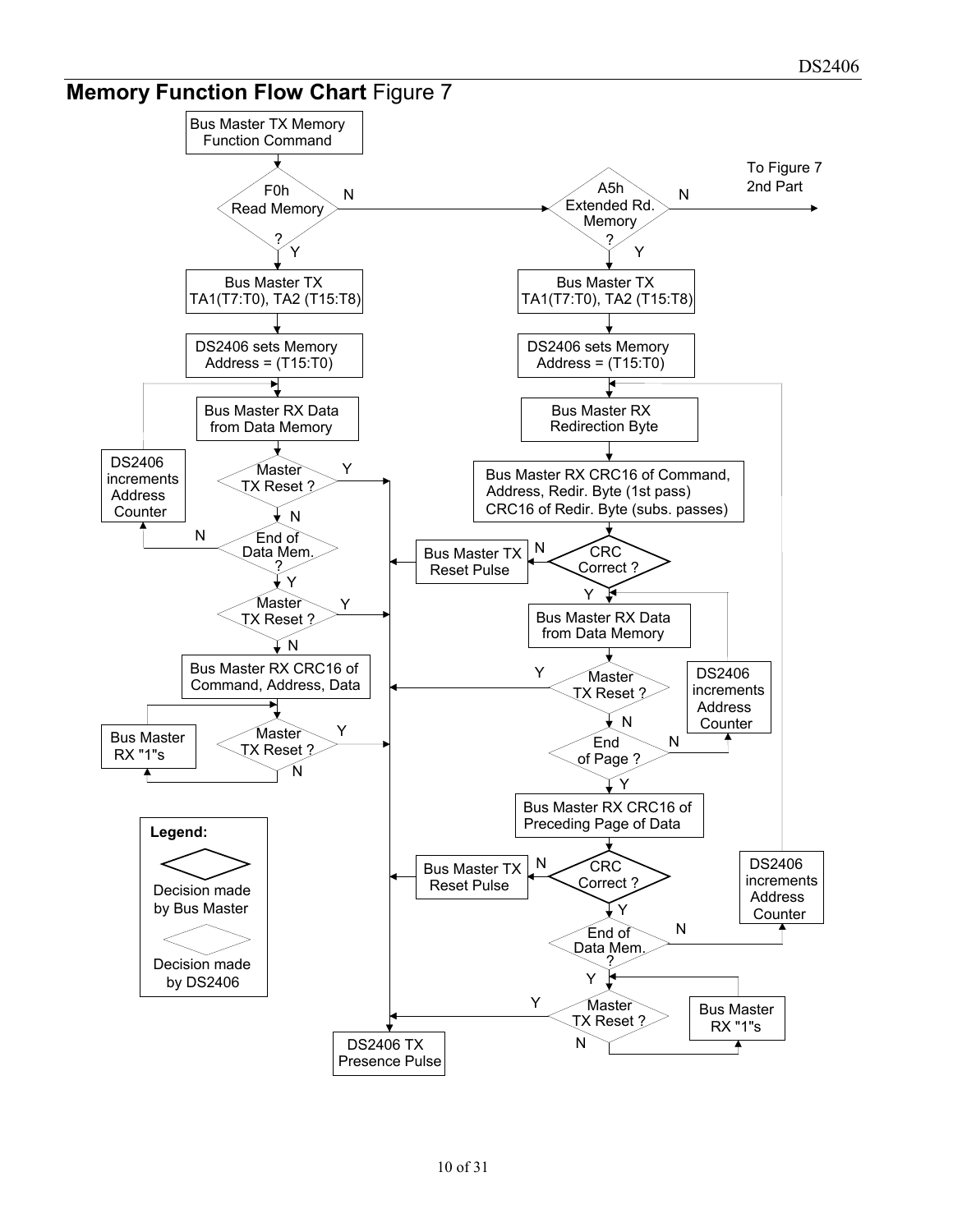# **Memory Function Flow Chart** Figure 7

Bus Master TX Memory Function Command

F0h Read Memory ? — N → A5h Extended Rd. Memory ? — N → To Figure 7 2nd Part

**F0h Read Memory — Y:**

- Bus Master TX TA1(T7:T0), TA2 (T15:T8)
- DS2406 sets Memory Address = (T15:T0)
- Bus Master RX Data from Data Memory
- Master TX Reset ? — Y → DS2406 TX Presence Pulse
- N: End of Data Mem. ? — N → DS2406 increments Address Counter → Bus Master RX Data from Data Memory
- Y: Master TX Reset ? — Y → DS2406 TX Presence Pulse
- N: Bus Master RX CRC16 of Command, Address, Data
- Master TX Reset ? — Y → DS2406 TX Presence Pulse
- N: Bus Master RX "1"s → Master TX Reset ?

**A5h Extended Rd. Memory — Y:**

- Bus Master TX TA1(T7:T0), TA2 (T15:T8)
- DS2406 sets Memory Address = (T15:T0)
- Bus Master RX Redirection Byte
- Bus Master RX CRC16 of Command, Address, Redir. Byte (1st pass) CRC16 of Redir. Byte (subs. passes)
- CRC Correct ? — N → Bus Master TX Reset Pulse → DS2406 TX Presence Pulse
- Y: Bus Master RX Data from Data Memory
- Master TX Reset ? — Y → DS2406 TX Presence Pulse
- N: End of Page ? — N → DS2406 increments Address Counter → Bus Master RX Data from Data Memory
- Y: Bus Master RX CRC16 of Preceding Page of Data
- CRC Correct ? — N → Bus Master TX Reset Pulse → DS2406 TX Presence Pulse
- Y: End of Data Mem. ? — N → DS2406 increments Address Counter → Bus Master RX Redirection Byte
- Y: Master TX Reset ? — Y → DS2406 TX Presence Pulse
- N: Bus Master RX "1"s → Master TX Reset ?

**Legend:**

- Decision made by Bus Master
- Decision made by DS2406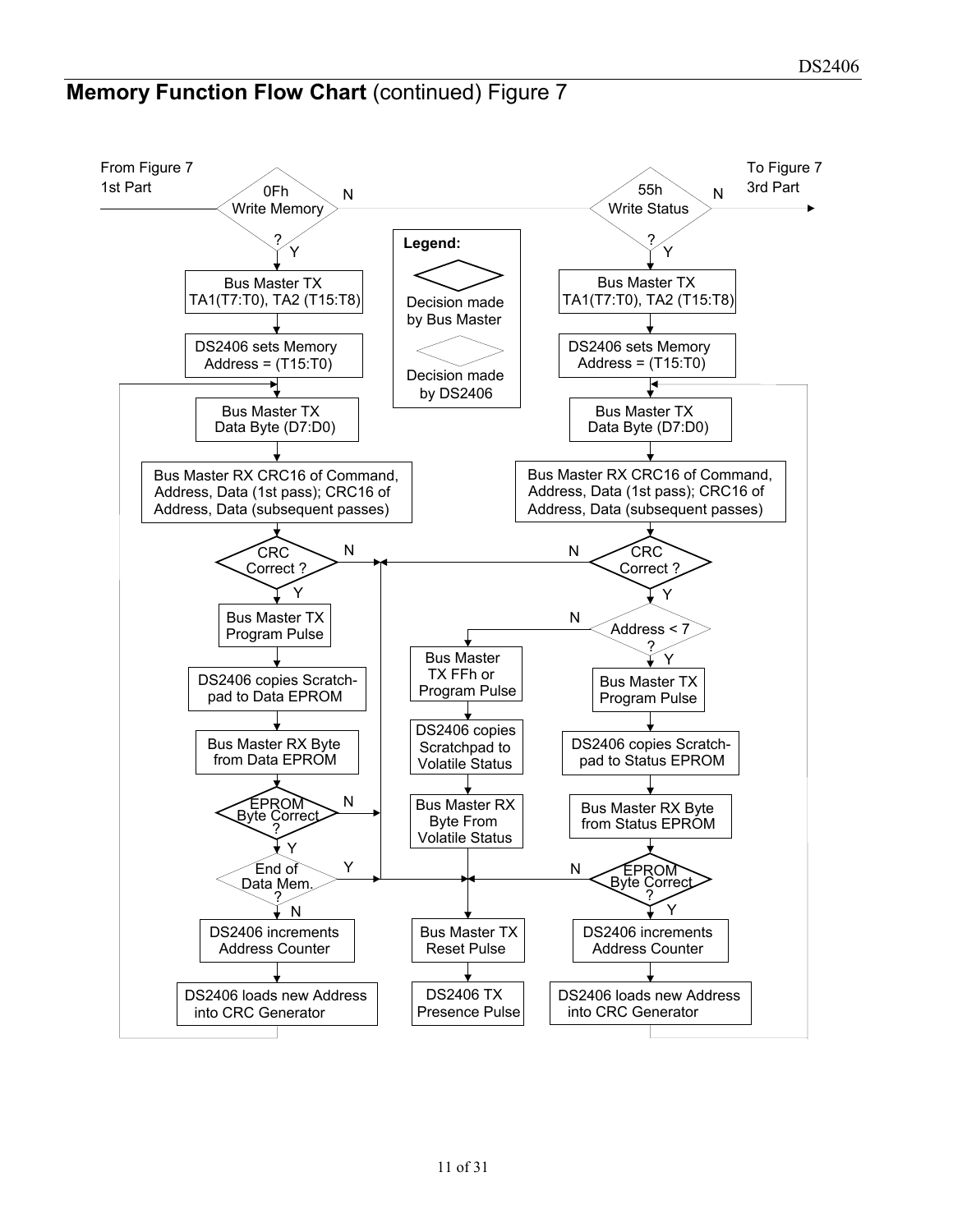## **Memory Function Flow Chart** (continued) Figure 7

From Figure 7 1st Part

0Fh Write Memory ? — N → 55h Write Status ? — N → To Figure 7 3rd Part

Legend:

- Decision made by Bus Master
- Decision made by DS2406

**0Fh Write Memory — Y:**

Bus Master TX TA1(T7:T0), TA2 (T15:T8)

DS2406 sets Memory Address = (T15:T0)

Bus Master TX Data Byte (D7:D0)

Bus Master RX CRC16 of Command, Address, Data (1st pass); CRC16 of Address, Data (subsequent passes)

CRC Correct ? — N / Y

Bus Master TX Program Pulse

DS2406 copies Scratch-pad to Data EPROM

Bus Master RX Byte from Data EPROM

EPROM Byte Correct ? — N / Y

End of Data Mem. ? — Y / N

DS2406 increments Address Counter

DS2406 loads new Address into CRC Generator

**55h Write Status — Y:**

Bus Master TX TA1(T7:T0), TA2 (T15:T8)

DS2406 sets Memory Address = (T15:T0)

Bus Master TX Data Byte (D7:D0)

Bus Master RX CRC16 of Command, Address, Data (1st pass); CRC16 of Address, Data (subsequent passes)

CRC Correct ? — N / Y

Address < 7 ? — N / Y

Bus Master TX Program Pulse

DS2406 copies Scratch-pad to Status EPROM

Bus Master RX Byte from Status EPROM

EPROM Byte Correct ? — N / Y

DS2406 increments Address Counter

DS2406 loads new Address into CRC Generator

**Address < 7 ? — N:**

Bus Master TX FFh or Program Pulse

DS2406 copies Scratchpad to Volatile Status

Bus Master RX Byte From Volatile Status

Bus Master TX Reset Pulse

DS2406 TX Presence Pulse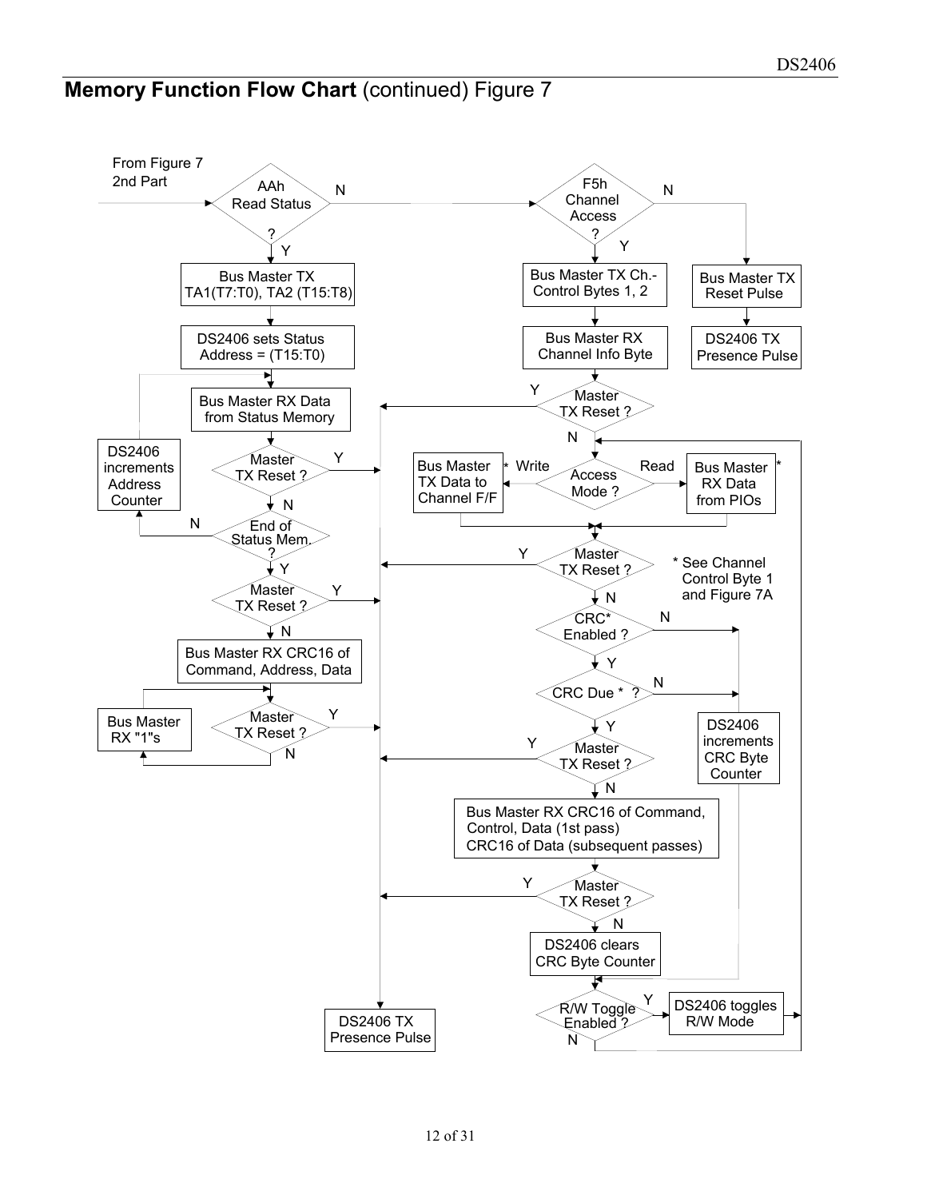## **Memory Function Flow Chart** (continued) Figure 7

From Figure 7 2nd Part

AAh Read Status ?

N

Y

Bus Master TX TA1(T7:T0), TA2 (T15:T8)

DS2406 sets Status Address = (T15:T0)

Bus Master RX Data from Status Memory

Master TX Reset ?

Y

N

End of Status Mem. ?

N

DS2406 increments Address Counter

Y

Master TX Reset ?

Y

N

Bus Master RX CRC16 of Command, Address, Data

Master TX Reset ?

Y

N

Bus Master RX "1"s

DS2406 TX Presence Pulse

F5h Channel Access ?

N

Y

Bus Master TX Reset Pulse

DS2406 TX Presence Pulse

Bus Master TX Ch.- Control Bytes 1, 2

Bus Master RX Channel Info Byte

Master TX Reset ?

Y

N

Access Mode ?

* Write

Read

Bus Master TX Data to Channel F/F

Bus Master RX Data from PIOs *

Master TX Reset ?

Y

N

* See Channel Control Byte 1 and Figure 7A

CRC* Enabled ?

N

Y

CRC Due * ?

N

Y

DS2406 increments CRC Byte Counter

Master TX Reset ?

Y

N

Bus Master RX CRC16 of Command, Control, Data (1st pass) CRC16 of Data (subsequent passes)

Master TX Reset ?

Y

N

DS2406 clears CRC Byte Counter

R/W Toggle Enabled ?

Y

N

DS2406 toggles R/W Mode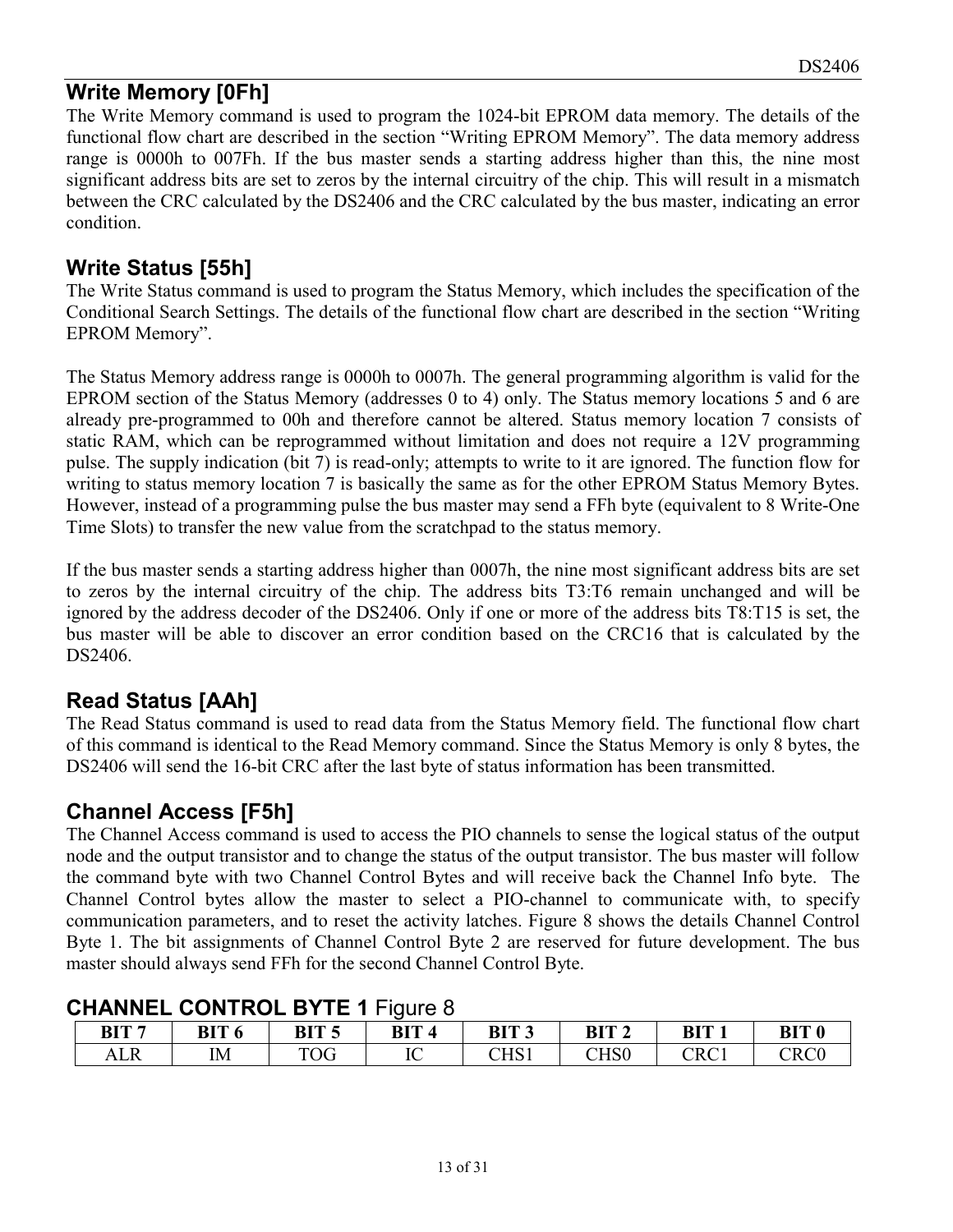## Write Memory [0Fh]

The Write Memory command is used to program the 1024-bit EPROM data memory. The details of the functional flow chart are described in the section “Writing EPROM Memory”. The data memory address range is 0000h to 007Fh. If the bus master sends a starting address higher than this, the nine most significant address bits are set to zeros by the internal circuitry of the chip. This will result in a mismatch between the CRC calculated by the DS2406 and the CRC calculated by the bus master, indicating an error condition.

## Write Status [55h]

The Write Status command is used to program the Status Memory, which includes the specification of the Conditional Search Settings. The details of the functional flow chart are described in the section “Writing EPROM Memory”.

The Status Memory address range is 0000h to 0007h. The general programming algorithm is valid for the EPROM section of the Status Memory (addresses 0 to 4) only. The Status memory locations 5 and 6 are already pre-programmed to 00h and therefore cannot be altered. Status memory location 7 consists of static RAM, which can be reprogrammed without limitation and does not require a 12V programming pulse. The supply indication (bit 7) is read-only; attempts to write to it are ignored. The function flow for writing to status memory location 7 is basically the same as for the other EPROM Status Memory Bytes. However, instead of a programming pulse the bus master may send a FFh byte (equivalent to 8 Write-One Time Slots) to transfer the new value from the scratchpad to the status memory.

If the bus master sends a starting address higher than 0007h, the nine most significant address bits are set to zeros by the internal circuitry of the chip. The address bits T3:T6 remain unchanged and will be ignored by the address decoder of the DS2406. Only if one or more of the address bits T8:T15 is set, the bus master will be able to discover an error condition based on the CRC16 that is calculated by the DS2406.

## Read Status [AAh]

The Read Status command is used to read data from the Status Memory field. The functional flow chart of this command is identical to the Read Memory command. Since the Status Memory is only 8 bytes, the DS2406 will send the 16-bit CRC after the last byte of status information has been transmitted.

## Channel Access [F5h]

The Channel Access command is used to access the PIO channels to sense the logical status of the output node and the output transistor and to change the status of the output transistor. The bus master will follow the command byte with two Channel Control Bytes and will receive back the Channel Info byte. The Channel Control bytes allow the master to select a PIO-channel to communicate with, to specify communication parameters, and to reset the activity latches. Figure 8 shows the details Channel Control Byte 1. The bit assignments of Channel Control Byte 2 are reserved for future development. The bus master should always send FFh for the second Channel Control Byte.

### CHANNEL CONTROL BYTE 1 Figure 8

| BIT 7 | BIT 6 | BIT 5 | BIT 4 | BIT 3 | BIT 2 | BIT 1 | BIT 0 |
|---|---|---|---|---|---|---|---|
| ALR | IM | TOG | IC | CHS1 | CHS0 | CRC1 | CRC0 |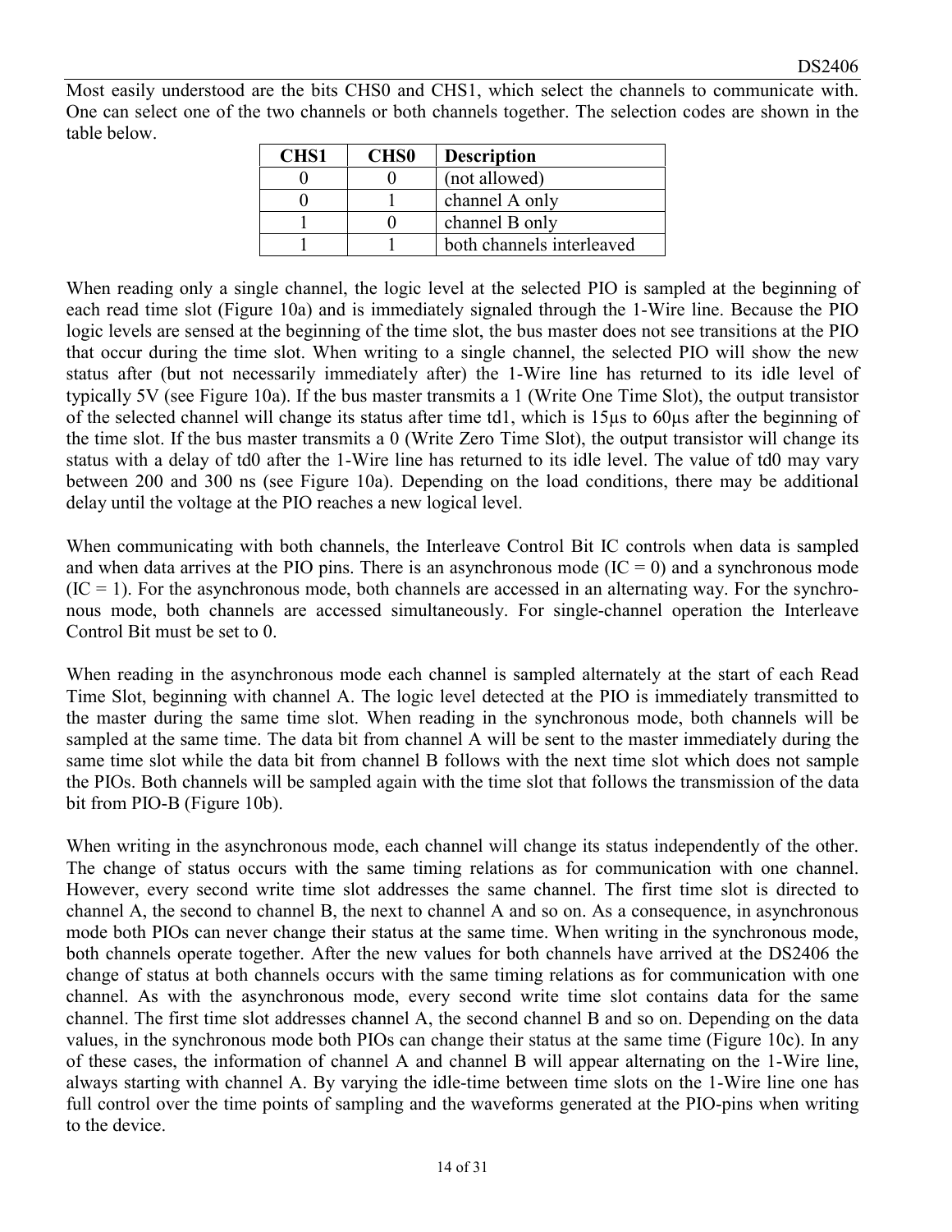Most easily understood are the bits CHS0 and CHS1, which select the channels to communicate with. One can select one of the two channels or both channels together. The selection codes are shown in the table below.

| CHS1 | CHS0 | Description |
|---|---|---|
| 0 | 0 | (not allowed) |
| 0 | 1 | channel A only |
| 1 | 0 | channel B only |
| 1 | 1 | both channels interleaved |

When reading only a single channel, the logic level at the selected PIO is sampled at the beginning of each read time slot (Figure 10a) and is immediately signaled through the 1-Wire line. Because the PIO logic levels are sensed at the beginning of the time slot, the bus master does not see transitions at the PIO that occur during the time slot. When writing to a single channel, the selected PIO will show the new status after (but not necessarily immediately after) the 1-Wire line has returned to its idle level of typically 5V (see Figure 10a). If the bus master transmits a 1 (Write One Time Slot), the output transistor of the selected channel will change its status after time td1, which is 15µs to 60µs after the beginning of the time slot. If the bus master transmits a 0 (Write Zero Time Slot), the output transistor will change its status with a delay of td0 after the 1-Wire line has returned to its idle level. The value of td0 may vary between 200 and 300 ns (see Figure 10a). Depending on the load conditions, there may be additional delay until the voltage at the PIO reaches a new logical level.

When communicating with both channels, the Interleave Control Bit IC controls when data is sampled and when data arrives at the PIO pins. There is an asynchronous mode (IC = 0) and a synchronous mode (IC = 1). For the asynchronous mode, both channels are accessed in an alternating way. For the synchronous mode, both channels are accessed simultaneously. For single-channel operation the Interleave Control Bit must be set to 0.

When reading in the asynchronous mode each channel is sampled alternately at the start of each Read Time Slot, beginning with channel A. The logic level detected at the PIO is immediately transmitted to the master during the same time slot. When reading in the synchronous mode, both channels will be sampled at the same time. The data bit from channel A will be sent to the master immediately during the same time slot while the data bit from channel B follows with the next time slot which does not sample the PIOs. Both channels will be sampled again with the time slot that follows the transmission of the data bit from PIO-B (Figure 10b).

When writing in the asynchronous mode, each channel will change its status independently of the other. The change of status occurs with the same timing relations as for communication with one channel. However, every second write time slot addresses the same channel. The first time slot is directed to channel A, the second to channel B, the next to channel A and so on. As a consequence, in asynchronous mode both PIOs can never change their status at the same time. When writing in the synchronous mode, both channels operate together. After the new values for both channels have arrived at the DS2406 the change of status at both channels occurs with the same timing relations as for communication with one channel. As with the asynchronous mode, every second write time slot contains data for the same channel. The first time slot addresses channel A, the second channel B and so on. Depending on the data values, in the synchronous mode both PIOs can change their status at the same time (Figure 10c). In any of these cases, the information of channel A and channel B will appear alternating on the 1-Wire line, always starting with channel A. By varying the idle-time between time slots on the 1-Wire line one has full control over the time points of sampling and the waveforms generated at the PIO-pins when writing to the device.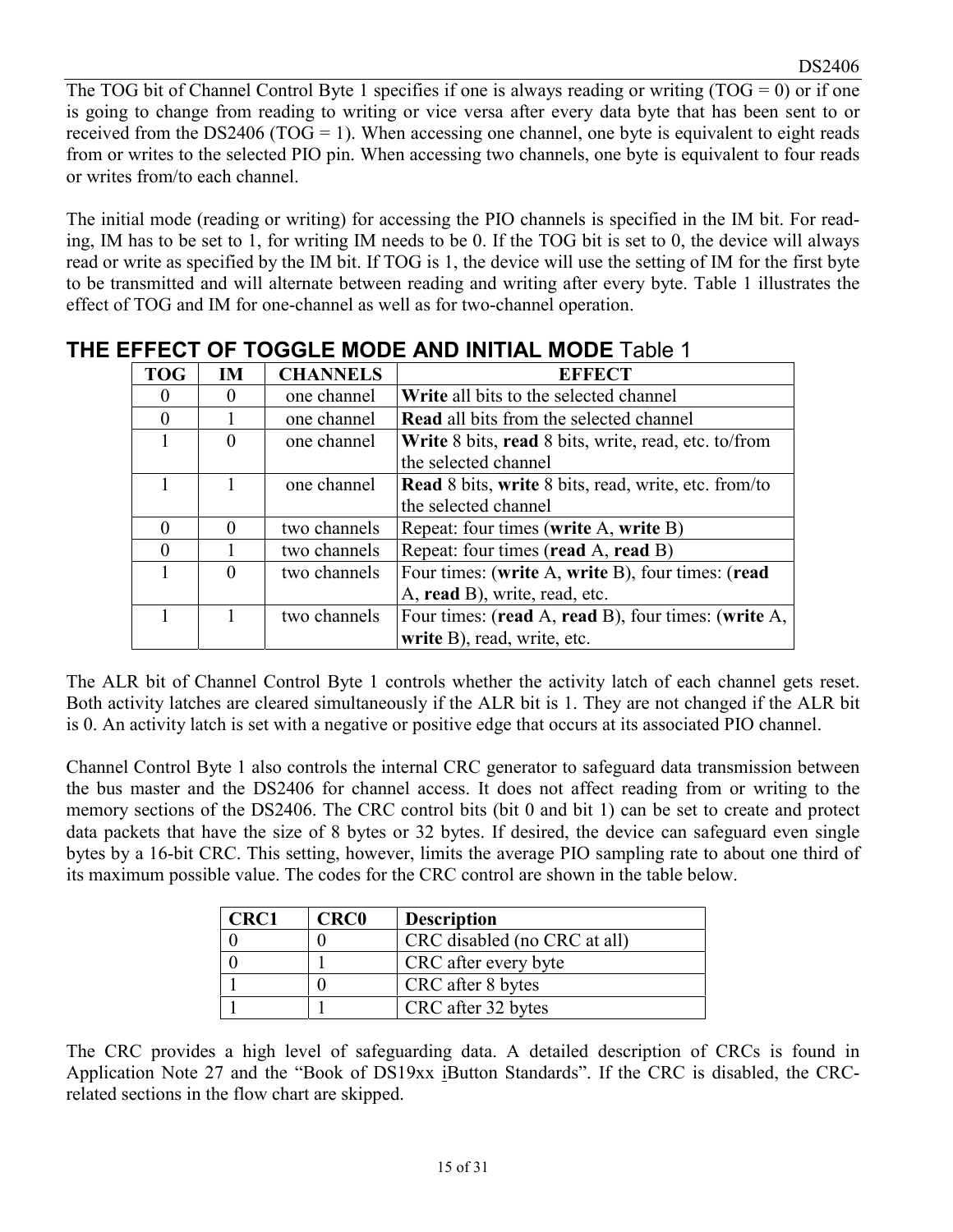The TOG bit of Channel Control Byte 1 specifies if one is always reading or writing (TOG = 0) or if one is going to change from reading to writing or vice versa after every data byte that has been sent to or received from the DS2406 (TOG = 1). When accessing one channel, one byte is equivalent to eight reads from or writes to the selected PIO pin. When accessing two channels, one byte is equivalent to four reads or writes from/to each channel.

The initial mode (reading or writing) for accessing the PIO channels is specified in the IM bit. For reading, IM has to be set to 1, for writing IM needs to be 0. If the TOG bit is set to 0, the device will always read or write as specified by the IM bit. If TOG is 1, the device will use the setting of IM for the first byte to be transmitted and will alternate between reading and writing after every byte. Table 1 illustrates the effect of TOG and IM for one-channel as well as for two-channel operation.

## THE EFFECT OF TOGGLE MODE AND INITIAL MODE Table 1

| TOG | IM | CHANNELS | EFFECT |
|---|---|---|---|
| 0 | 0 | one channel | **Write** all bits to the selected channel |
| 0 | 1 | one channel | **Read** all bits from the selected channel |
| 1 | 0 | one channel | **Write** 8 bits, **read** 8 bits, write, read, etc. to/from the selected channel |
| 1 | 1 | one channel | **Read** 8 bits, **write** 8 bits, read, write, etc. from/to the selected channel |
| 0 | 0 | two channels | Repeat: four times (**write** A, **write** B) |
| 0 | 1 | two channels | Repeat: four times (**read** A, **read** B) |
| 1 | 0 | two channels | Four times: (**write** A, **write** B), four times: (**read** A, **read** B), write, read, etc. |
| 1 | 1 | two channels | Four times: (**read** A, **read** B), four times: (**write** A, **write** B), read, write, etc. |

The ALR bit of Channel Control Byte 1 controls whether the activity latch of each channel gets reset. Both activity latches are cleared simultaneously if the ALR bit is 1. They are not changed if the ALR bit is 0. An activity latch is set with a negative or positive edge that occurs at its associated PIO channel.

Channel Control Byte 1 also controls the internal CRC generator to safeguard data transmission between the bus master and the DS2406 for channel access. It does not affect reading from or writing to the memory sections of the DS2406. The CRC control bits (bit 0 and bit 1) can be set to create and protect data packets that have the size of 8 bytes or 32 bytes. If desired, the device can safeguard even single bytes by a 16-bit CRC. This setting, however, limits the average PIO sampling rate to about one third of its maximum possible value. The codes for the CRC control are shown in the table below.

| CRC1 | CRC0 | Description |
|---|---|---|
| 0 | 0 | CRC disabled (no CRC at all) |
| 0 | 1 | CRC after every byte |
| 1 | 0 | CRC after 8 bytes |
| 1 | 1 | CRC after 32 bytes |

The CRC provides a high level of safeguarding data. A detailed description of CRCs is found in Application Note 27 and the "Book of DS19xx iButton Standards". If the CRC is disabled, the CRC-related sections in the flow chart are skipped.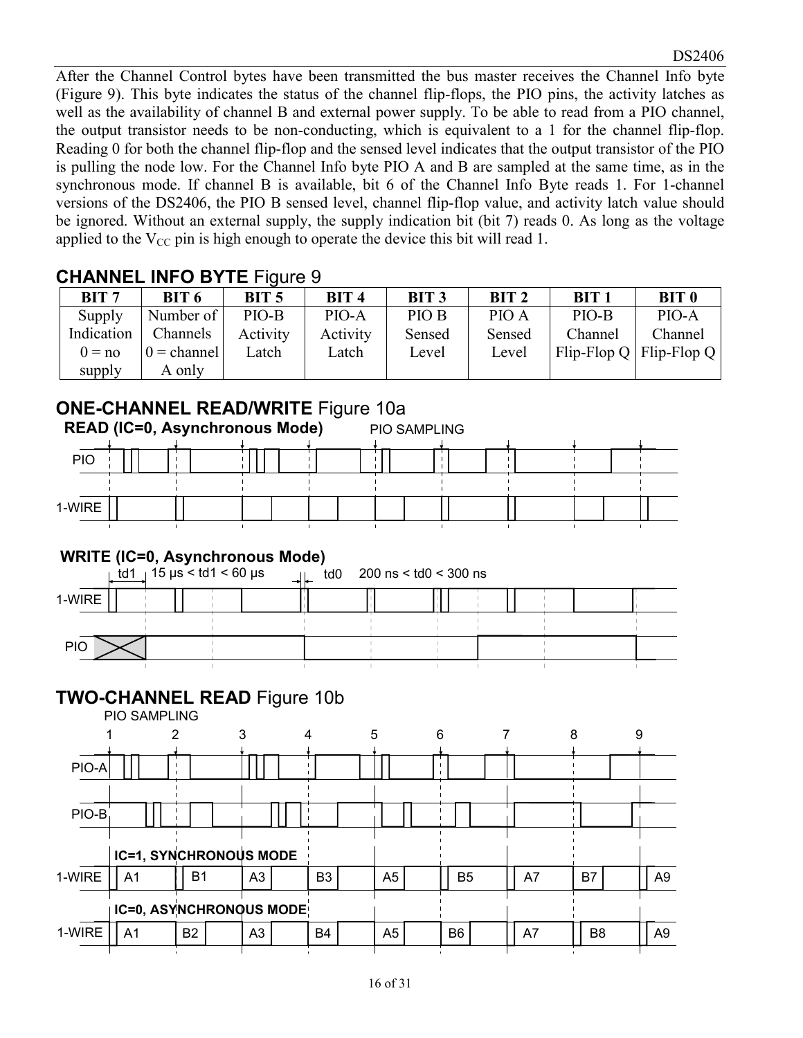After the Channel Control bytes have been transmitted the bus master receives the Channel Info byte (Figure 9). This byte indicates the status of the channel flip-flops, the PIO pins, the activity latches as well as the availability of channel B and external power supply. To be able to read from a PIO channel, the output transistor needs to be non-conducting, which is equivalent to a 1 for the channel flip-flop. Reading 0 for both the channel flip-flop and the sensed level indicates that the output transistor of the PIO is pulling the node low. For the Channel Info byte PIO A and B are sampled at the same time, as in the synchronous mode. If channel B is available, bit 6 of the Channel Info Byte reads 1. For 1-channel versions of the DS2406, the PIO B sensed level, channel flip-flop value, and activity latch value should be ignored. Without an external supply, the supply indication bit (bit 7) reads 0. As long as the voltage applied to the $V_{CC}$ pin is high enough to operate the device this bit will read 1.

## CHANNEL INFO BYTE Figure 9

| BIT 7 | BIT 6 | BIT 5 | BIT 4 | BIT 3 | BIT 2 | BIT 1 | BIT 0 |
|---|---|---|---|---|---|---|---|
| Supply Indication 0 = no supply | Number of Channels 0 = channel A only | PIO-B Activity Latch | PIO-A Activity Latch | PIO B Sensed Level | PIO A Sensed Level | PIO-B Channel Flip-Flop Q | PIO-A Channel Flip-Flop Q |

## ONE-CHANNEL READ/WRITE Figure 10a

**READ (IC=0, Asynchronous Mode)**

PIO SAMPLING

PIO

1-WIRE

**WRITE (IC=0, Asynchronous Mode)**

td1 15 µs < td1 < 60 µs

td0 200 ns < td0 < 300 ns

1-WIRE

PIO

## TWO-CHANNEL READ Figure 10b

PIO SAMPLING

1 2 3 4 5 6 7 8 9

PIO-A

PIO-B

**IC=1, SYNCHRONOUS MODE**

1-WIRE A1 B1 A3 B3 A5 B5 A7 B7 A9

**IC=0, ASYNCHRONOUS MODE**

1-WIRE A1 B2 A3 B4 A5 B6 A7 B8 A9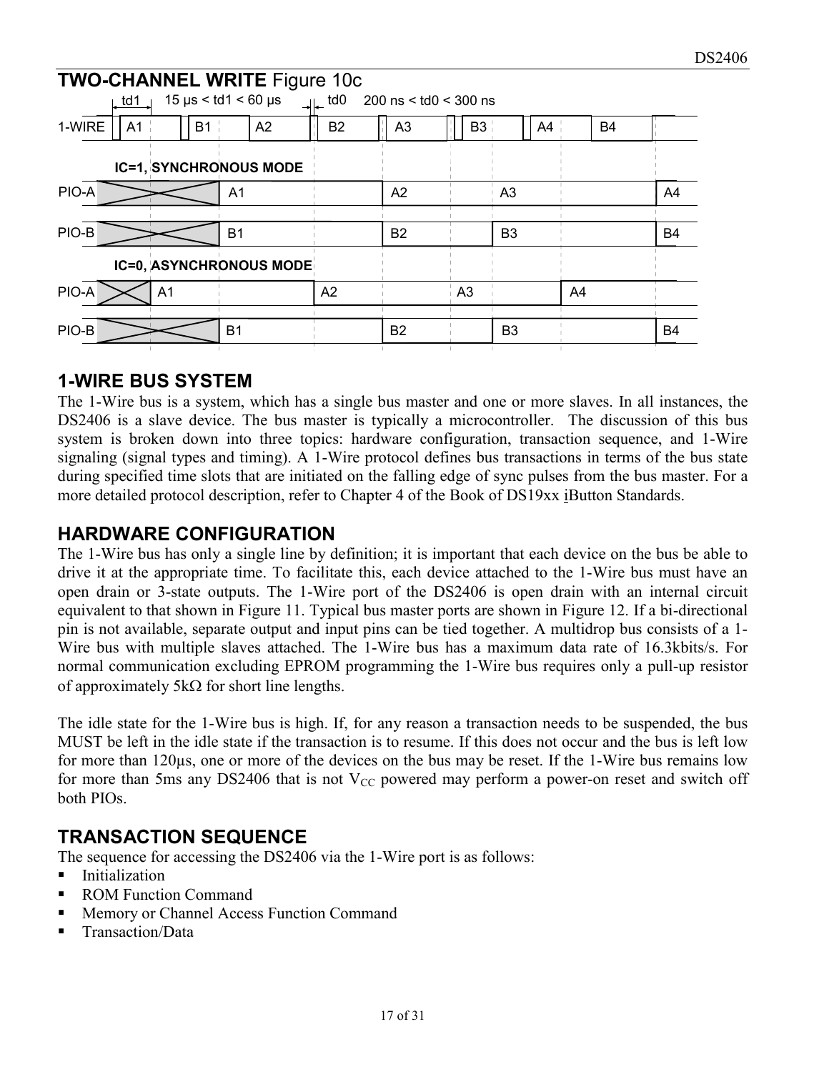## TWO-CHANNEL WRITE Figure 10c

td1 15 µs < td1 < 60 µs td0 200 ns < td0 < 300 ns

1-WIRE A1 B1 A2 B2 A3 B3 A4 B4

IC=1, SYNCHRONOUS MODE

PIO-A A1 A2 A3 A4

PIO-B B1 B2 B3 B4

IC=0, ASYNCHRONOUS MODE

PIO-A A1 A2 A3 A4

PIO-B B1 B2 B3 B4

## 1-WIRE BUS SYSTEM

The 1-Wire bus is a system, which has a single bus master and one or more slaves. In all instances, the DS2406 is a slave device. The bus master is typically a microcontroller. The discussion of this bus system is broken down into three topics: hardware configuration, transaction sequence, and 1-Wire signaling (signal types and timing). A 1-Wire protocol defines bus transactions in terms of the bus state during specified time slots that are initiated on the falling edge of sync pulses from the bus master. For a more detailed protocol description, refer to Chapter 4 of the Book of DS19xx iButton Standards.

## HARDWARE CONFIGURATION

The 1-Wire bus has only a single line by definition; it is important that each device on the bus be able to drive it at the appropriate time. To facilitate this, each device attached to the 1-Wire bus must have an open drain or 3-state outputs. The 1-Wire port of the DS2406 is open drain with an internal circuit equivalent to that shown in Figure 11. Typical bus master ports are shown in Figure 12. If a bi-directional pin is not available, separate output and input pins can be tied together. A multidrop bus consists of a 1-Wire bus with multiple slaves attached. The 1-Wire bus has a maximum data rate of 16.3kbits/s. For normal communication excluding EPROM programming the 1-Wire bus requires only a pull-up resistor of approximately 5kΩ for short line lengths.

The idle state for the 1-Wire bus is high. If, for any reason a transaction needs to be suspended, the bus MUST be left in the idle state if the transaction is to resume. If this does not occur and the bus is left low for more than 120µs, one or more of the devices on the bus may be reset. If the 1-Wire bus remains low for more than 5ms any DS2406 that is not $V_{CC}$ powered may perform a power-on reset and switch off both PIOs.

## TRANSACTION SEQUENCE

The sequence for accessing the DS2406 via the 1-Wire port is as follows:

- Initialization
- ROM Function Command
- Memory or Channel Access Function Command
- Transaction/Data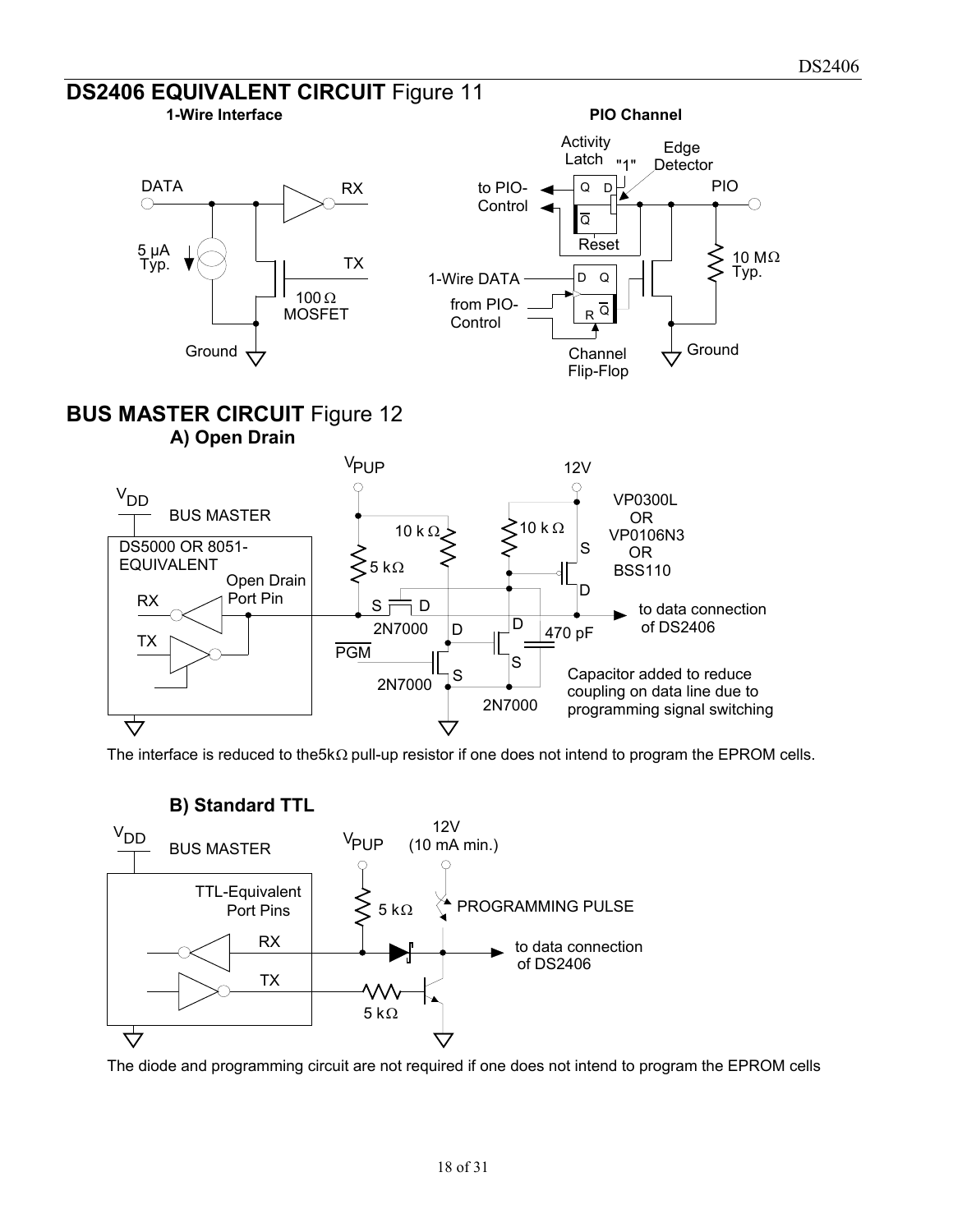## DS2406 EQUIVALENT CIRCUIT Figure 11

**1-Wire Interface**

DATA — RX — 5 µA Typ. — TX — 100 Ω MOSFET — Ground

**PIO Channel**

Activity Latch — "1" — Edge Detector — PIO — to PIO-Control — Reset — 10 MΩ Typ. — 1-Wire DATA — from PIO-Control — Channel Flip-Flop — Ground

## BUS MASTER CIRCUIT Figure 12

### A) Open Drain

$V_{DD}$ — BUS MASTER — DS5000 OR 8051-EQUIVALENT — Open Drain Port Pin — RX — TX — $V_{PUP}$ — 5 kΩ — 10 kΩ — 10 kΩ — 12V — VP0300L OR VP0106N3 OR BSS110 — 2N7000 — $\overline{PGM}$ — 2N7000 — 2N7000 — 470 pF — to data connection of DS2406

Capacitor added to reduce coupling on data line due to programming signal switching

The interface is reduced to the5kΩ pull-up resistor if one does not intend to program the EPROM cells.

### B) Standard TTL

$V_{DD}$ — BUS MASTER — TTL-Equivalent Port Pins — RX — TX — $V_{PUP}$ — 5 kΩ — 12V (10 mA min.) — PROGRAMMING PULSE — to data connection of DS2406 — 5 kΩ

The diode and programming circuit are not required if one does not intend to program the EPROM cells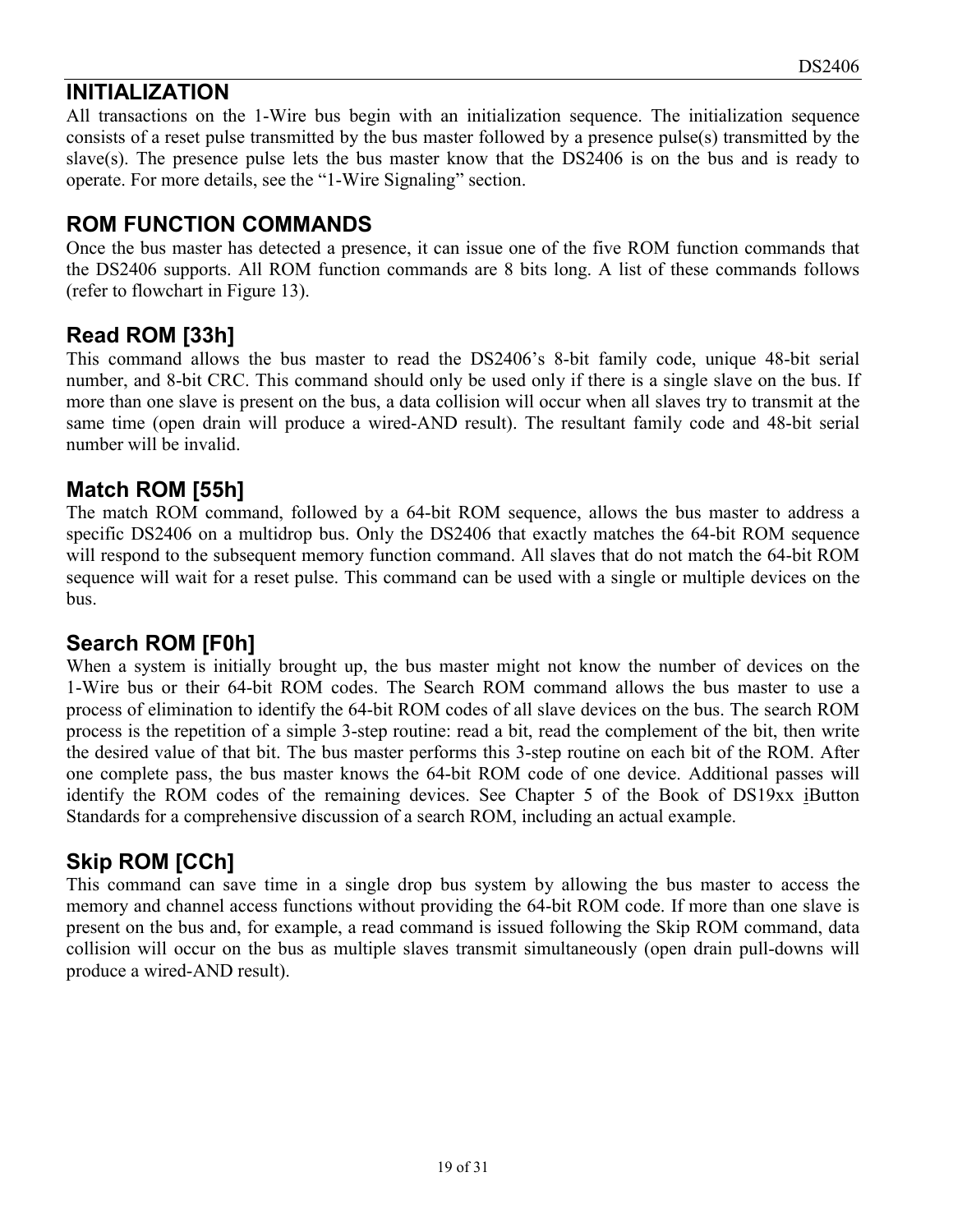## INITIALIZATION

All transactions on the 1-Wire bus begin with an initialization sequence. The initialization sequence consists of a reset pulse transmitted by the bus master followed by a presence pulse(s) transmitted by the slave(s). The presence pulse lets the bus master know that the DS2406 is on the bus and is ready to operate. For more details, see the "1-Wire Signaling" section.

## ROM FUNCTION COMMANDS

Once the bus master has detected a presence, it can issue one of the five ROM function commands that the DS2406 supports. All ROM function commands are 8 bits long. A list of these commands follows (refer to flowchart in Figure 13).

### Read ROM [33h]

This command allows the bus master to read the DS2406's 8-bit family code, unique 48-bit serial number, and 8-bit CRC. This command should only be used only if there is a single slave on the bus. If more than one slave is present on the bus, a data collision will occur when all slaves try to transmit at the same time (open drain will produce a wired-AND result). The resultant family code and 48-bit serial number will be invalid.

### Match ROM [55h]

The match ROM command, followed by a 64-bit ROM sequence, allows the bus master to address a specific DS2406 on a multidrop bus. Only the DS2406 that exactly matches the 64-bit ROM sequence will respond to the subsequent memory function command. All slaves that do not match the 64-bit ROM sequence will wait for a reset pulse. This command can be used with a single or multiple devices on the bus.

### Search ROM [F0h]

When a system is initially brought up, the bus master might not know the number of devices on the 1-Wire bus or their 64-bit ROM codes. The Search ROM command allows the bus master to use a process of elimination to identify the 64-bit ROM codes of all slave devices on the bus. The search ROM process is the repetition of a simple 3-step routine: read a bit, read the complement of the bit, then write the desired value of that bit. The bus master performs this 3-step routine on each bit of the ROM. After one complete pass, the bus master knows the 64-bit ROM code of one device. Additional passes will identify the ROM codes of the remaining devices. See Chapter 5 of the Book of DS19xx iButton Standards for a comprehensive discussion of a search ROM, including an actual example.

### Skip ROM [CCh]

This command can save time in a single drop bus system by allowing the bus master to access the memory and channel access functions without providing the 64-bit ROM code. If more than one slave is present on the bus and, for example, a read command is issued following the Skip ROM command, data collision will occur on the bus as multiple slaves transmit simultaneously (open drain pull-downs will produce a wired-AND result).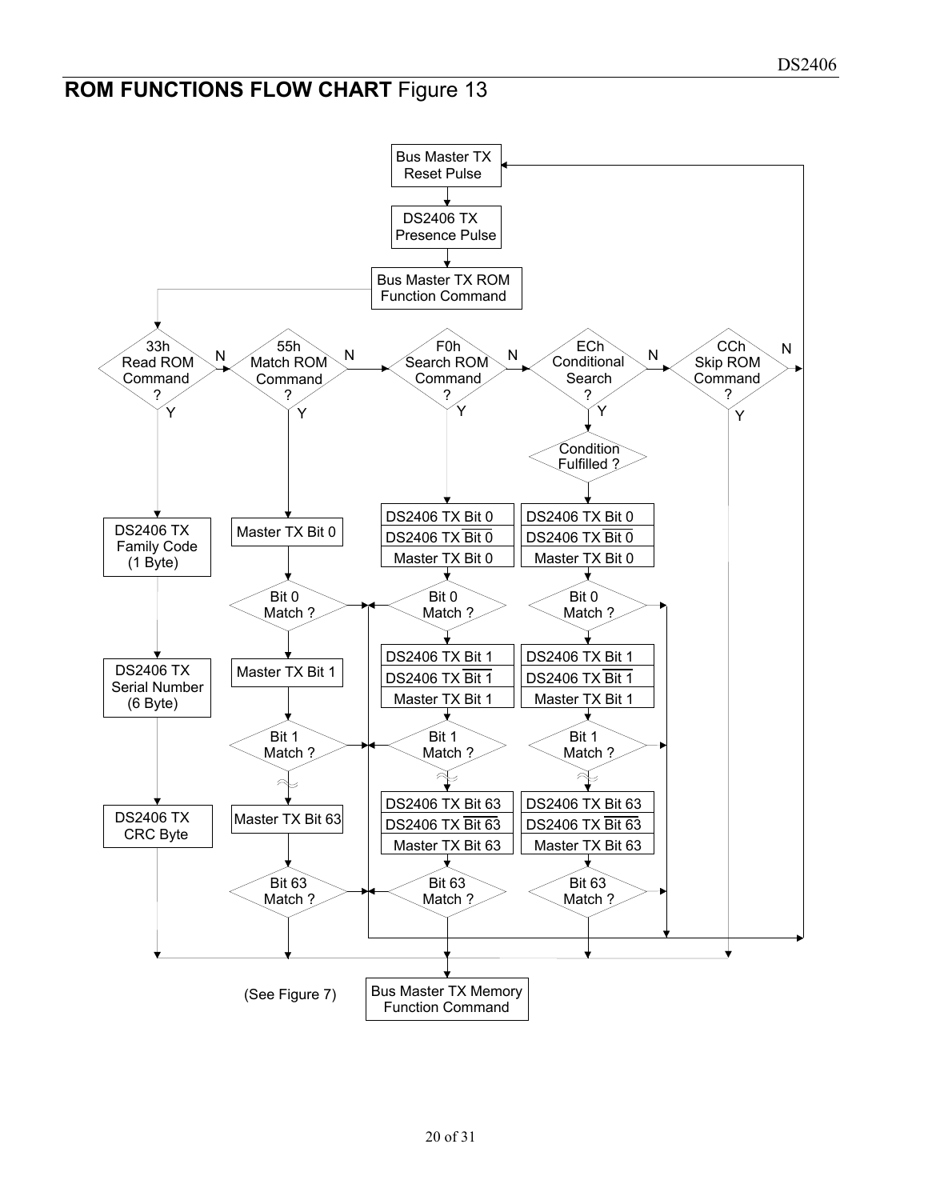## ROM FUNCTIONS FLOW CHART Figure 13

Bus Master TX Reset Pulse

DS2406 TX Presence Pulse

Bus Master TX ROM Function Command

33h Read ROM Command ?

55h Match ROM Command ?

F0h Search ROM Command ?

ECh Conditional Search ?

CCh Skip ROM Command ?

N

Y

Condition Fulfilled ?

DS2406 TX Family Code (1 Byte)

DS2406 TX Serial Number (6 Byte)

DS2406 TX CRC Byte

Master TX Bit 0

Bit 0 Match ?

Master TX Bit 1

Bit 1 Match ?

Master TX Bit 63

Bit 63 Match ?

DS2406 TX Bit 0

DS2406 TX $\overline{\text{Bit 0}}$

Master TX Bit 0

DS2406 TX Bit 1

DS2406 TX $\overline{\text{Bit 1}}$

Master TX Bit 1

DS2406 TX Bit 63

DS2406 TX $\overline{\text{Bit 63}}$

Master TX Bit 63

(See Figure 7)

Bus Master TX Memory Function Command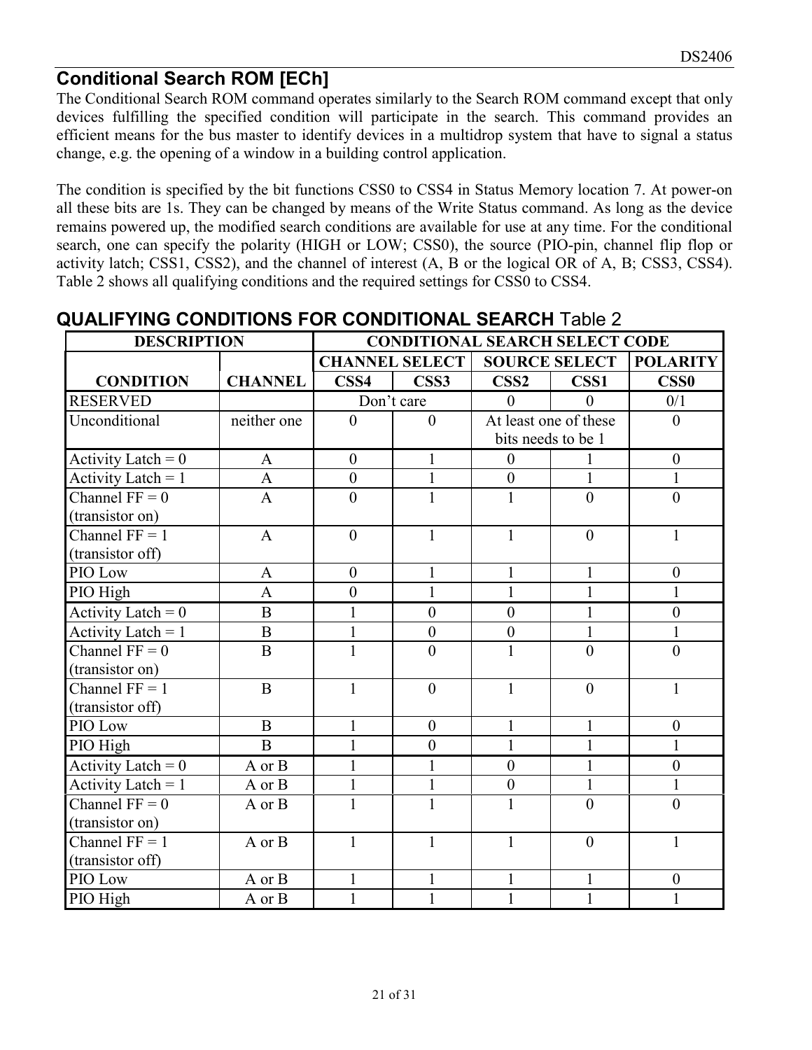## Conditional Search ROM [ECh]

The Conditional Search ROM command operates similarly to the Search ROM command except that only devices fulfilling the specified condition will participate in the search. This command provides an efficient means for the bus master to identify devices in a multidrop system that have to signal a status change, e.g. the opening of a window in a building control application.

The condition is specified by the bit functions CSS0 to CSS4 in Status Memory location 7. At power-on all these bits are 1s. They can be changed by means of the Write Status command. As long as the device remains powered up, the modified search conditions are available for use at any time. For the conditional search, one can specify the polarity (HIGH or LOW; CSS0), the source (PIO-pin, channel flip flop or activity latch; CSS1, CSS2), and the channel of interest (A, B or the logical OR of A, B; CSS3, CSS4). Table 2 shows all qualifying conditions and the required settings for CSS0 to CSS4.

### QUALIFYING CONDITIONS FOR CONDITIONAL SEARCH Table 2

| DESCRIPTION | | CONDITIONAL SEARCH SELECT CODE | | | | |
|---|---|---|---|---|---|---|
| | | CHANNEL SELECT | | SOURCE SELECT | | POLARITY |
| CONDITION | CHANNEL | CSS4 | CSS3 | CSS2 | CSS1 | CSS0 |
| RESERVED | | Don't care | | 0 | 0 | 0/1 |
| Unconditional | neither one | 0 | 0 | At least one of these bits needs to be 1 | | 0 |
| Activity Latch = 0 | A | 0 | 1 | 0 | 1 | 0 |
| Activity Latch = 1 | A | 0 | 1 | 0 | 1 | 1 |
| Channel FF = 0 (transistor on) | A | 0 | 1 | 1 | 0 | 0 |
| Channel FF = 1 (transistor off) | A | 0 | 1 | 1 | 0 | 1 |
| PIO Low | A | 0 | 1 | 1 | 1 | 0 |
| PIO High | A | 0 | 1 | 1 | 1 | 1 |
| Activity Latch = 0 | B | 1 | 0 | 0 | 1 | 0 |
| Activity Latch = 1 | B | 1 | 0 | 0 | 1 | 1 |
| Channel FF = 0 (transistor on) | B | 1 | 0 | 1 | 0 | 0 |
| Channel FF = 1 (transistor off) | B | 1 | 0 | 1 | 0 | 1 |
| PIO Low | B | 1 | 0 | 1 | 1 | 0 |
| PIO High | B | 1 | 0 | 1 | 1 | 1 |
| Activity Latch = 0 | A or B | 1 | 1 | 0 | 1 | 0 |
| Activity Latch = 1 | A or B | 1 | 1 | 0 | 1 | 1 |
| Channel FF = 0 (transistor on) | A or B | 1 | 1 | 1 | 0 | 0 |
| Channel FF = 1 (transistor off) | A or B | 1 | 1 | 1 | 0 | 1 |
| PIO Low | A or B | 1 | 1 | 1 | 1 | 0 |
| PIO High | A or B | 1 | 1 | 1 | 1 | 1 |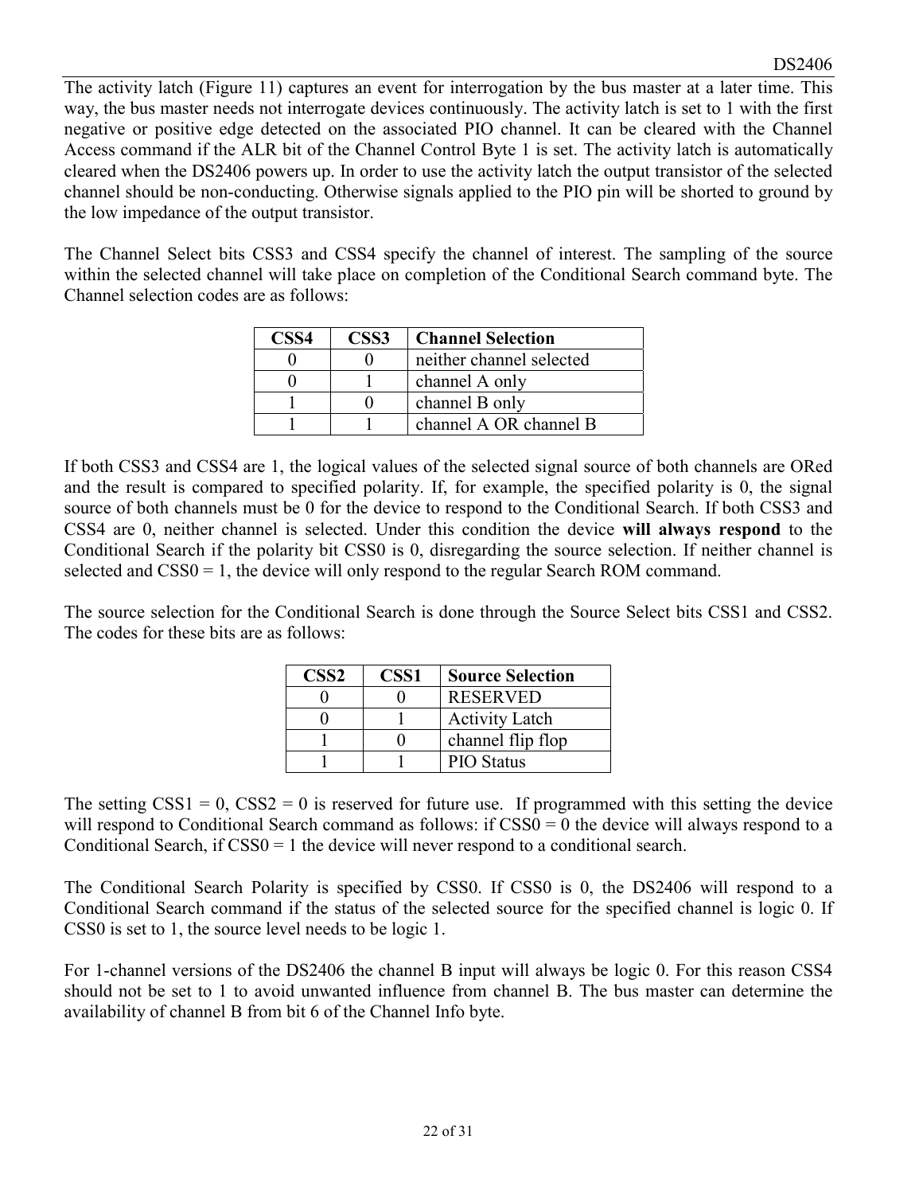The activity latch (Figure 11) captures an event for interrogation by the bus master at a later time. This way, the bus master needs not interrogate devices continuously. The activity latch is set to 1 with the first negative or positive edge detected on the associated PIO channel. It can be cleared with the Channel Access command if the ALR bit of the Channel Control Byte 1 is set. The activity latch is automatically cleared when the DS2406 powers up. In order to use the activity latch the output transistor of the selected channel should be non-conducting. Otherwise signals applied to the PIO pin will be shorted to ground by the low impedance of the output transistor.

The Channel Select bits CSS3 and CSS4 specify the channel of interest. The sampling of the source within the selected channel will take place on completion of the Conditional Search command byte. The Channel selection codes are as follows:

| CSS4 | CSS3 | Channel Selection |
|---|---|---|
| 0 | 0 | neither channel selected |
| 0 | 1 | channel A only |
| 1 | 0 | channel B only |
| 1 | 1 | channel A OR channel B |

If both CSS3 and CSS4 are 1, the logical values of the selected signal source of both channels are ORed and the result is compared to specified polarity. If, for example, the specified polarity is 0, the signal source of both channels must be 0 for the device to respond to the Conditional Search. If both CSS3 and CSS4 are 0, neither channel is selected. Under this condition the device **will always respond** to the Conditional Search if the polarity bit CSS0 is 0, disregarding the source selection. If neither channel is selected and CSS0 = 1, the device will only respond to the regular Search ROM command.

The source selection for the Conditional Search is done through the Source Select bits CSS1 and CSS2. The codes for these bits are as follows:

| CSS2 | CSS1 | Source Selection |
|---|---|---|
| 0 | 0 | RESERVED |
| 0 | 1 | Activity Latch |
| 1 | 0 | channel flip flop |
| 1 | 1 | PIO Status |

The setting CSS1 = 0, CSS2 = 0 is reserved for future use. If programmed with this setting the device will respond to Conditional Search command as follows: if CSS0 = 0 the device will always respond to a Conditional Search, if CSS0 = 1 the device will never respond to a conditional search.

The Conditional Search Polarity is specified by CSS0. If CSS0 is 0, the DS2406 will respond to a Conditional Search command if the status of the selected source for the specified channel is logic 0. If CSS0 is set to 1, the source level needs to be logic 1.

For 1-channel versions of the DS2406 the channel B input will always be logic 0. For this reason CSS4 should not be set to 1 to avoid unwanted influence from channel B. The bus master can determine the availability of channel B from bit 6 of the Channel Info byte.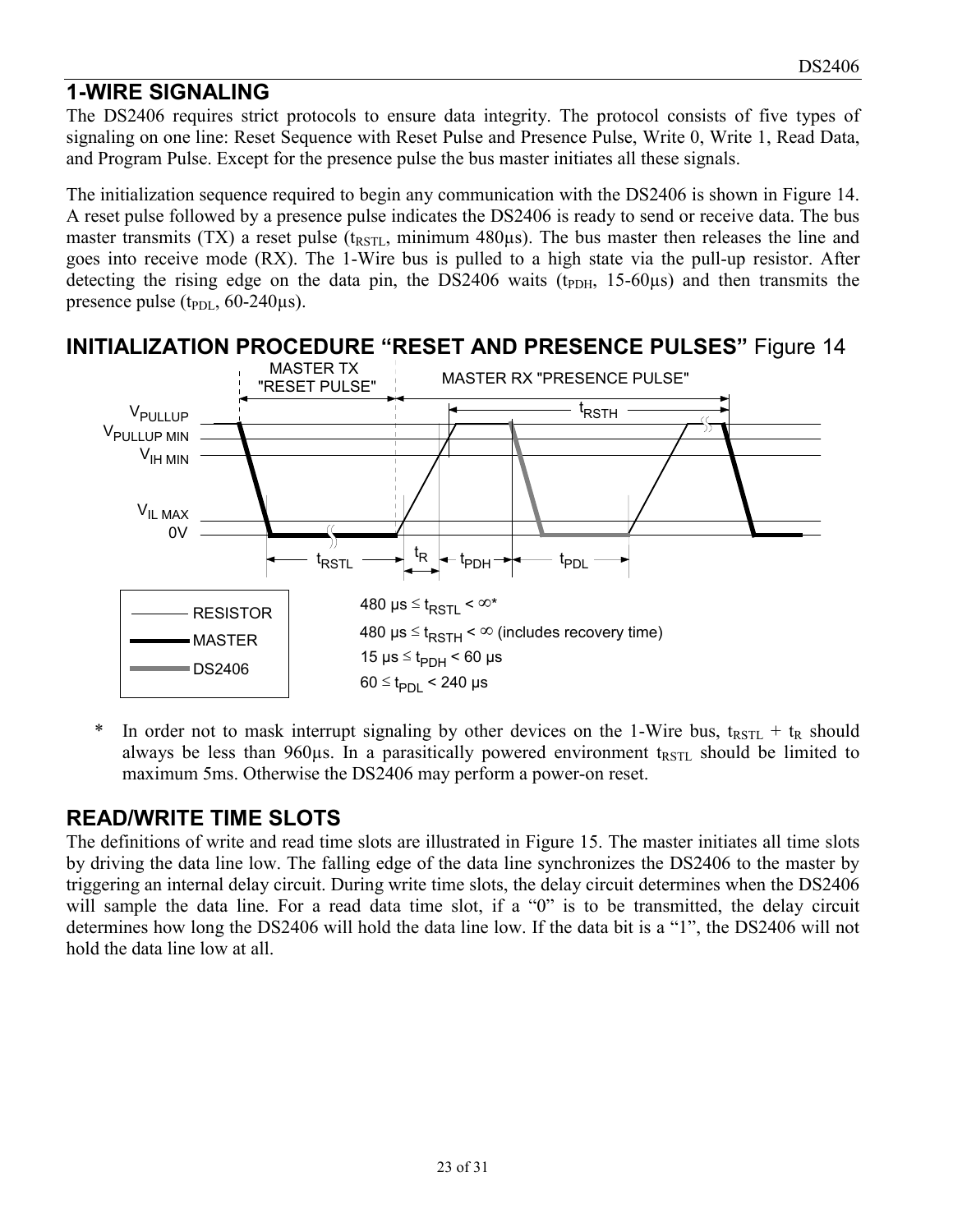## 1-WIRE SIGNALING

The DS2406 requires strict protocols to ensure data integrity. The protocol consists of five types of signaling on one line: Reset Sequence with Reset Pulse and Presence Pulse, Write 0, Write 1, Read Data, and Program Pulse. Except for the presence pulse the bus master initiates all these signals.

The initialization sequence required to begin any communication with the DS2406 is shown in Figure 14. A reset pulse followed by a presence pulse indicates the DS2406 is ready to send or receive data. The bus master transmits (TX) a reset pulse ($t_{RSTL}$, minimum 480µs). The bus master then releases the line and goes into receive mode (RX). The 1-Wire bus is pulled to a high state via the pull-up resistor. After detecting the rising edge on the data pin, the DS2406 waits ($t_{PDH}$, 15-60µs) and then transmits the presence pulse ($t_{PDL}$, 60-240µs).

## INITIALIZATION PROCEDURE "RESET AND PRESENCE PULSES" Figure 14

MASTER TX "RESET PULSE" | MASTER RX "PRESENCE PULSE"

$V_{PULLUP}$, $V_{PULLUP\ MIN}$, $V_{IH\ MIN}$, $V_{IL\ MAX}$, 0V

$t_{RSTH}$, $t_{RSTL}$, $t_R$, $t_{PDH}$, $t_{PDL}$

RESISTOR / MASTER / DS2406

480 µs ≤ $t_{RSTL}$ < ∞*

480 µs ≤ $t_{RSTH}$ < ∞ (includes recovery time)

15 µs ≤ $t_{PDH}$ < 60 µs

60 ≤ $t_{PDL}$ < 240 µs

\* In order not to mask interrupt signaling by other devices on the 1-Wire bus, $t_{RSTL}$ + $t_R$ should always be less than 960µs. In a parasitically powered environment $t_{RSTL}$ should be limited to maximum 5ms. Otherwise the DS2406 may perform a power-on reset.

## READ/WRITE TIME SLOTS

The definitions of write and read time slots are illustrated in Figure 15. The master initiates all time slots by driving the data line low. The falling edge of the data line synchronizes the DS2406 to the master by triggering an internal delay circuit. During write time slots, the delay circuit determines when the DS2406 will sample the data line. For a read data time slot, if a "0" is to be transmitted, the delay circuit determines how long the DS2406 will hold the data line low. If the data bit is a "1", the DS2406 will not hold the data line low at all.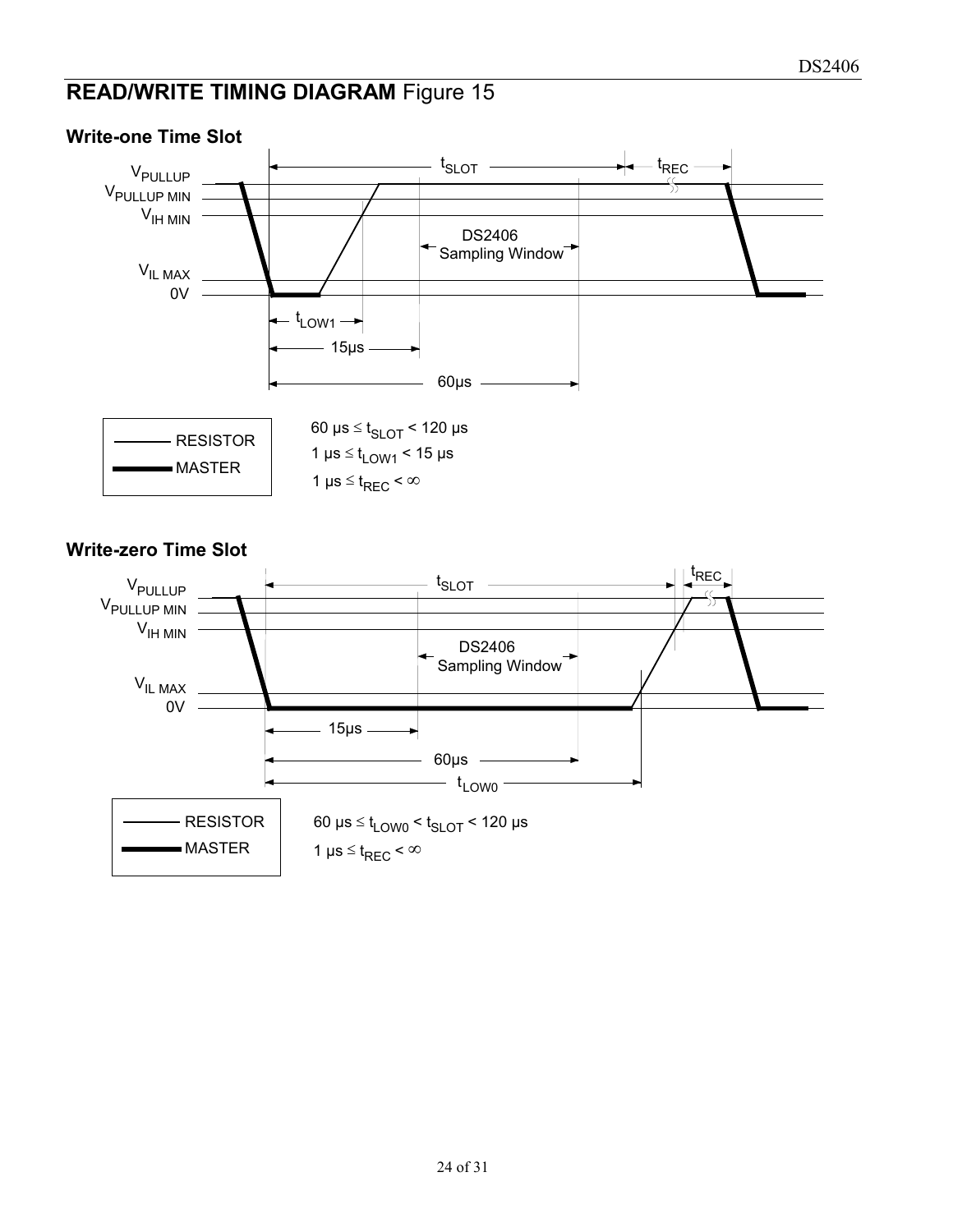## READ/WRITE TIMING DIAGRAM Figure 15

### Write-one Time Slot

$V_{PULLUP}$

$V_{PULLUP\ MIN}$

$V_{IH\ MIN}$

$V_{IL\ MAX}$

0V

$t_{SLOT}$

$t_{REC}$

DS2406 Sampling Window

$t_{LOW1}$

15µs

60µs

RESISTOR

MASTER

$60\ \mu s \leq t_{SLOT} < 120\ \mu s$

$1\ \mu s \leq t_{LOW1} < 15\ \mu s$

$1\ \mu s \leq t_{REC} < \infty$

### Write-zero Time Slot

$V_{PULLUP}$

$V_{PULLUP\ MIN}$

$V_{IH\ MIN}$

$V_{IL\ MAX}$

0V

$t_{SLOT}$

$t_{REC}$

DS2406 Sampling Window

15µs

60µs

$t_{LOW0}$

RESISTOR

MASTER

$60\ \mu s \leq t_{LOW0} < t_{SLOT} < 120\ \mu s$

$1\ \mu s \leq t_{REC} < \infty$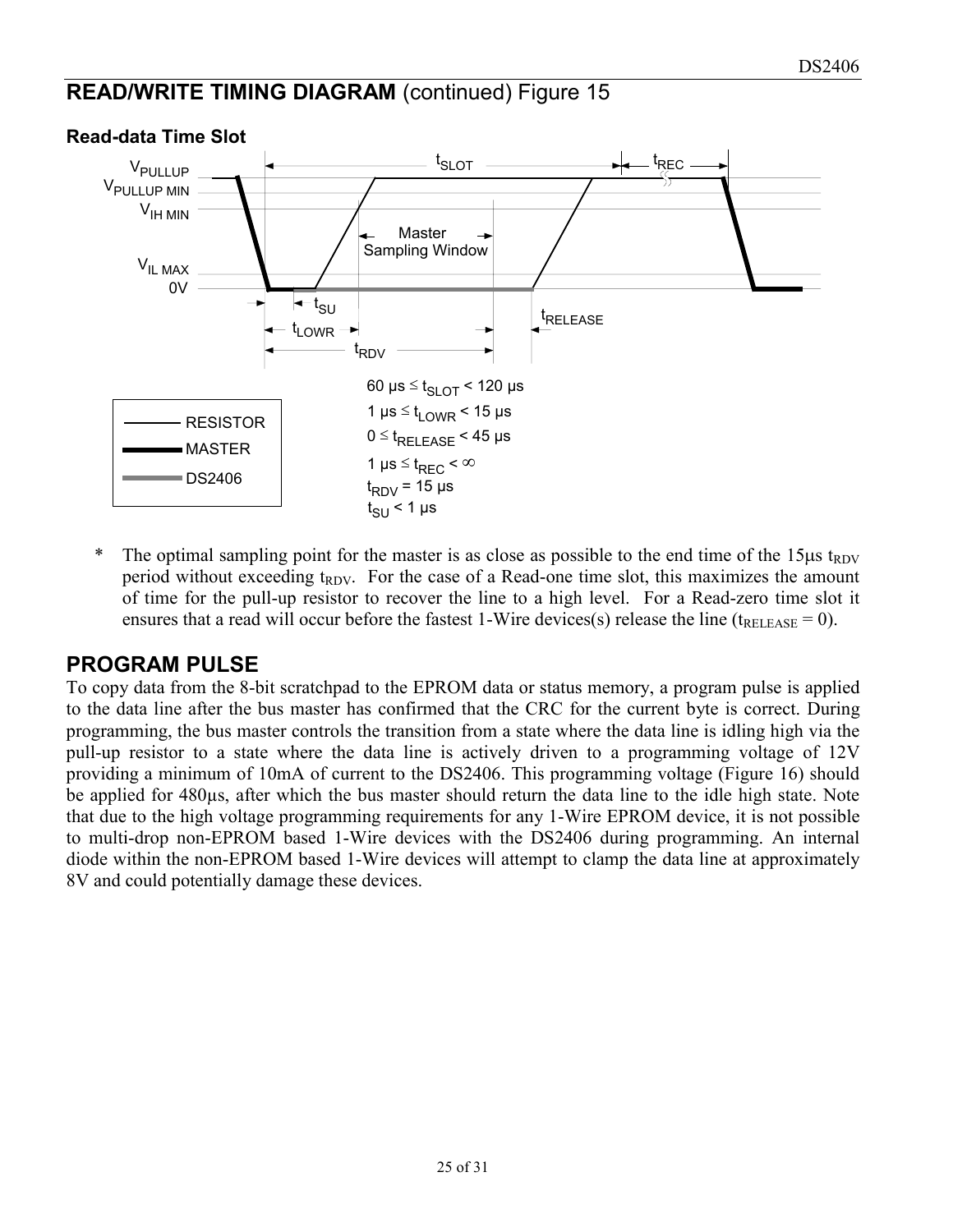## READ/WRITE TIMING DIAGRAM (continued) Figure 15

### Read-data Time Slot

$V_{PULLUP}$
$V_{PULLUP\ MIN}$
$V_{IH\ MIN}$
$V_{IL\ MAX}$
0V

$t_{SLOT}$ $t_{REC}$

Master Sampling Window

$t_{SU}$
$t_{LOWR}$
$t_{RDV}$
$t_{RELEASE}$

RESISTOR
MASTER
DS2406

60 µs ≤ $t_{SLOT}$ < 120 µs
1 µs ≤ $t_{LOWR}$ < 15 µs
0 ≤ $t_{RELEASE}$ < 45 µs
1 µs ≤ $t_{REC}$ < ∞
$t_{RDV}$ = 15 µs
$t_{SU}$ < 1 µs

\* The optimal sampling point for the master is as close as possible to the end time of the 15µs $t_{RDV}$ period without exceeding $t_{RDV}$. For the case of a Read-one time slot, this maximizes the amount of time for the pull-up resistor to recover the line to a high level. For a Read-zero time slot it ensures that a read will occur before the fastest 1-Wire devices(s) release the line ($t_{RELEASE}$ = 0).

## PROGRAM PULSE

To copy data from the 8-bit scratchpad to the EPROM data or status memory, a program pulse is applied to the data line after the bus master has confirmed that the CRC for the current byte is correct. During programming, the bus master controls the transition from a state where the data line is idling high via the pull-up resistor to a state where the data line is actively driven to a programming voltage of 12V providing a minimum of 10mA of current to the DS2406. This programming voltage (Figure 16) should be applied for 480µs, after which the bus master should return the data line to the idle high state. Note that due to the high voltage programming requirements for any 1-Wire EPROM device, it is not possible to multi-drop non-EPROM based 1-Wire devices with the DS2406 during programming. An internal diode within the non-EPROM based 1-Wire devices will attempt to clamp the data line at approximately 8V and could potentially damage these devices.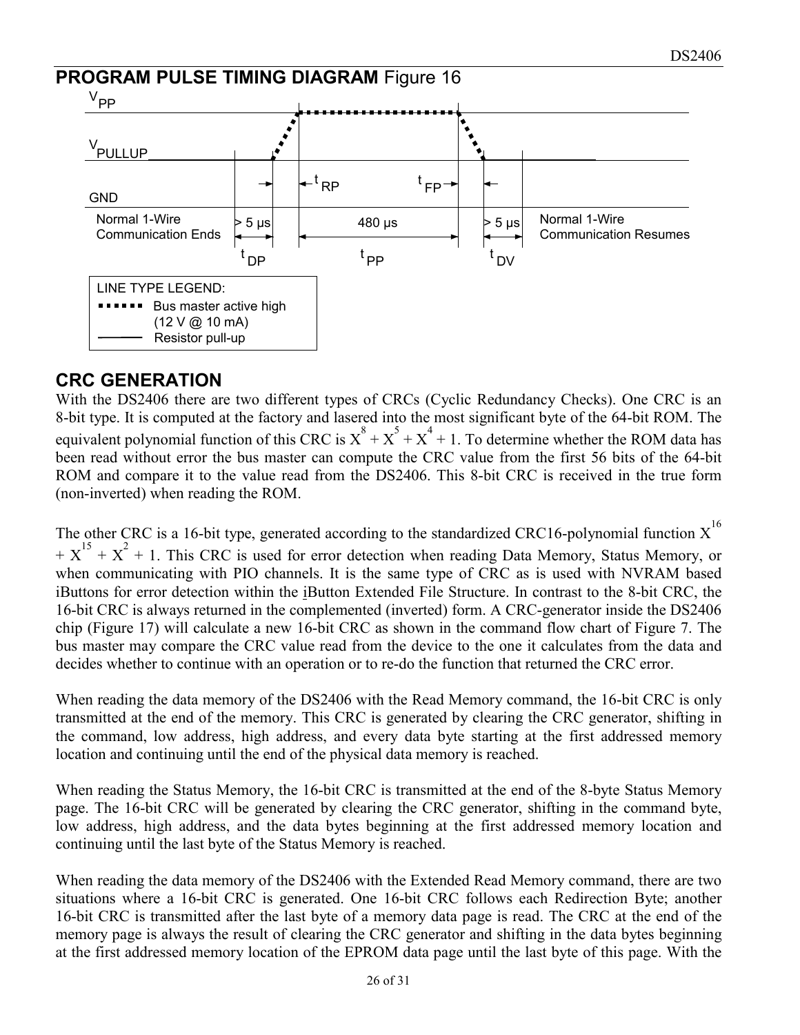## PROGRAM PULSE TIMING DIAGRAM Figure 16

$V_{PP}$

$V_{PULLUP}$

GND

Normal 1-Wire Communication Ends

$t_{RP}$ $t_{FP}$

> 5 µs 480 µs > 5 µs

$t_{DP}$ $t_{PP}$ $t_{DV}$

Normal 1-Wire Communication Resumes

LINE TYPE LEGEND:
- ▪▪▪▪▪▪ Bus master active high (12 V @ 10 mA)
- ——— Resistor pull-up

## CRC GENERATION

With the DS2406 there are two different types of CRCs (Cyclic Redundancy Checks). One CRC is an 8-bit type. It is computed at the factory and lasered into the most significant byte of the 64-bit ROM. The equivalent polynomial function of this CRC is $X^8 + X^5 + X^4 + 1$. To determine whether the ROM data has been read without error the bus master can compute the CRC value from the first 56 bits of the 64-bit ROM and compare it to the value read from the DS2406. This 8-bit CRC is received in the true form (non-inverted) when reading the ROM.

The other CRC is a 16-bit type, generated according to the standardized CRC16-polynomial function $X^{16} + X^{15} + X^2 + 1$. This CRC is used for error detection when reading Data Memory, Status Memory, or when communicating with PIO channels. It is the same type of CRC as is used with NVRAM based iButtons for error detection within the iButton Extended File Structure. In contrast to the 8-bit CRC, the 16-bit CRC is always returned in the complemented (inverted) form. A CRC-generator inside the DS2406 chip (Figure 17) will calculate a new 16-bit CRC as shown in the command flow chart of Figure 7. The bus master may compare the CRC value read from the device to the one it calculates from the data and decides whether to continue with an operation or to re-do the function that returned the CRC error.

When reading the data memory of the DS2406 with the Read Memory command, the 16-bit CRC is only transmitted at the end of the memory. This CRC is generated by clearing the CRC generator, shifting in the command, low address, high address, and every data byte starting at the first addressed memory location and continuing until the end of the physical data memory is reached.

When reading the Status Memory, the 16-bit CRC is transmitted at the end of the 8-byte Status Memory page. The 16-bit CRC will be generated by clearing the CRC generator, shifting in the command byte, low address, high address, and the data bytes beginning at the first addressed memory location and continuing until the last byte of the Status Memory is reached.

When reading the data memory of the DS2406 with the Extended Read Memory command, there are two situations where a 16-bit CRC is generated. One 16-bit CRC follows each Redirection Byte; another 16-bit CRC is transmitted after the last byte of a memory data page is read. The CRC at the end of the memory page is always the result of clearing the CRC generator and shifting in the data bytes beginning at the first addressed memory location of the EPROM data page until the last byte of this page. With the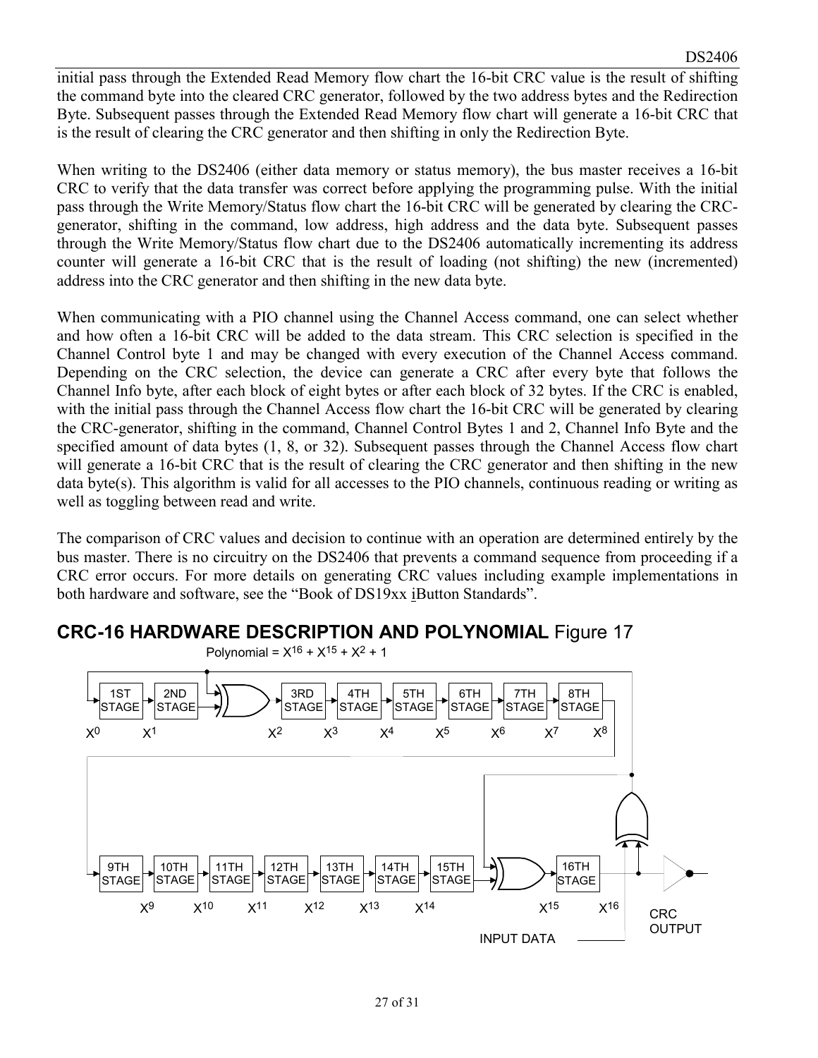initial pass through the Extended Read Memory flow chart the 16-bit CRC value is the result of shifting the command byte into the cleared CRC generator, followed by the two address bytes and the Redirection Byte. Subsequent passes through the Extended Read Memory flow chart will generate a 16-bit CRC that is the result of clearing the CRC generator and then shifting in only the Redirection Byte.

When writing to the DS2406 (either data memory or status memory), the bus master receives a 16-bit CRC to verify that the data transfer was correct before applying the programming pulse. With the initial pass through the Write Memory/Status flow chart the 16-bit CRC will be generated by clearing the CRC-generator, shifting in the command, low address, high address and the data byte. Subsequent passes through the Write Memory/Status flow chart due to the DS2406 automatically incrementing its address counter will generate a 16-bit CRC that is the result of loading (not shifting) the new (incremented) address into the CRC generator and then shifting in the new data byte.

When communicating with a PIO channel using the Channel Access command, one can select whether and how often a 16-bit CRC will be added to the data stream. This CRC selection is specified in the Channel Control byte 1 and may be changed with every execution of the Channel Access command. Depending on the CRC selection, the device can generate a CRC after every byte that follows the Channel Info byte, after each block of eight bytes or after each block of 32 bytes. If the CRC is enabled, with the initial pass through the Channel Access flow chart the 16-bit CRC will be generated by clearing the CRC-generator, shifting in the command, Channel Control Bytes 1 and 2, Channel Info Byte and the specified amount of data bytes (1, 8, or 32). Subsequent passes through the Channel Access flow chart will generate a 16-bit CRC that is the result of clearing the CRC generator and then shifting in the new data byte(s). This algorithm is valid for all accesses to the PIO channels, continuous reading or writing as well as toggling between read and write.

The comparison of CRC values and decision to continue with an operation are determined entirely by the bus master. There is no circuitry on the DS2406 that prevents a command sequence from proceeding if a CRC error occurs. For more details on generating CRC values including example implementations in both hardware and software, see the "Book of DS19xx iButton Standards".

## CRC-16 HARDWARE DESCRIPTION AND POLYNOMIAL Figure 17

Polynomial = $X^{16} + X^{15} + X^2 + 1$

1ST STAGE ($X^0$) → 2ND STAGE ($X^1$) → XOR → 3RD STAGE ($X^2$) → 4TH STAGE ($X^3$) → 5TH STAGE ($X^4$) → 6TH STAGE ($X^5$) → 7TH STAGE ($X^6$) → 8TH STAGE ($X^7$) → ($X^8$)

9TH STAGE ($X^9$) → 10TH STAGE ($X^{10}$) → 11TH STAGE ($X^{11}$) → 12TH STAGE ($X^{12}$) → 13TH STAGE ($X^{13}$) → 14TH STAGE ($X^{14}$) → 15TH STAGE → XOR ($X^{15}$) → 16TH STAGE ($X^{16}$) → CRC OUTPUT

INPUT DATA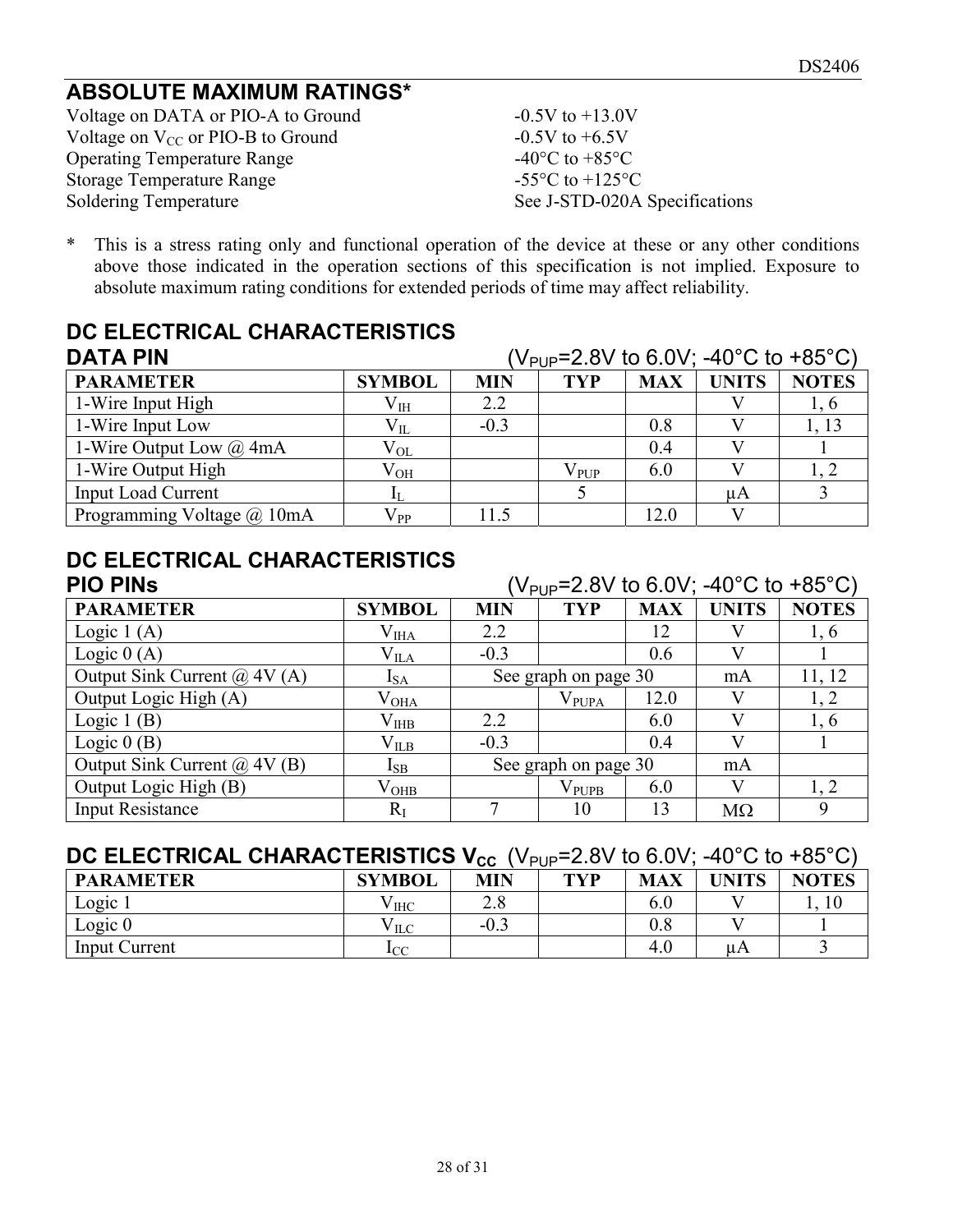## ABSOLUTE MAXIMUM RATINGS*

Voltage on DATA or PIO-A to Ground -0.5V to +13.0V
Voltage on $V_{CC}$ or PIO-B to Ground -0.5V to +6.5V
Operating Temperature Range -40°C to +85°C
Storage Temperature Range -55°C to +125°C
Soldering Temperature See J-STD-020A Specifications

\* This is a stress rating only and functional operation of the device at these or any other conditions above those indicated in the operation sections of this specification is not implied. Exposure to absolute maximum rating conditions for extended periods of time may affect reliability.

## DC ELECTRICAL CHARACTERISTICS
## DATA PIN ($V_{PUP}$=2.8V to 6.0V; -40°C to +85°C)

| PARAMETER | SYMBOL | MIN | TYP | MAX | UNITS | NOTES |
|---|---|---|---|---|---|---|
| 1-Wire Input High | $V_{IH}$ | 2.2 | | | V | 1, 6 |
| 1-Wire Input Low | $V_{IL}$ | -0.3 | | 0.8 | V | 1, 13 |
| 1-Wire Output Low @ 4mA | $V_{OL}$ | | | 0.4 | V | 1 |
| 1-Wire Output High | $V_{OH}$ | | $V_{PUP}$ | 6.0 | V | 1, 2 |
| Input Load Current | $I_L$ | | 5 | | μA | 3 |
| Programming Voltage @ 10mA | $V_{PP}$ | 11.5 | | 12.0 | V | |

## DC ELECTRICAL CHARACTERISTICS
## PIO PINs ($V_{PUP}$=2.8V to 6.0V; -40°C to +85°C)

| PARAMETER | SYMBOL | MIN | TYP | MAX | UNITS | NOTES |
|---|---|---|---|---|---|---|
| Logic 1 (A) | $V_{IHA}$ | 2.2 | | 12 | V | 1, 6 |
| Logic 0 (A) | $V_{ILA}$ | -0.3 | | 0.6 | V | 1 |
| Output Sink Current @ 4V (A) | $I_{SA}$ | See graph on page 30 | | | mA | 11, 12 |
| Output Logic High (A) | $V_{OHA}$ | | $V_{PUPA}$ | 12.0 | V | 1, 2 |
| Logic 1 (B) | $V_{IHB}$ | 2.2 | | 6.0 | V | 1, 6 |
| Logic 0 (B) | $V_{ILB}$ | -0.3 | | 0.4 | V | 1 |
| Output Sink Current @ 4V (B) | $I_{SB}$ | See graph on page 30 | | | mA | |
| Output Logic High (B) | $V_{OHB}$ | | $V_{PUPB}$ | 6.0 | V | 1, 2 |
| Input Resistance | $R_I$ | 7 | 10 | 13 | MΩ | 9 |

## DC ELECTRICAL CHARACTERISTICS $V_{CC}$ ($V_{PUP}$=2.8V to 6.0V; -40°C to +85°C)

| PARAMETER | SYMBOL | MIN | TYP | MAX | UNITS | NOTES |
|---|---|---|---|---|---|---|
| Logic 1 | $V_{IHC}$ | 2.8 | | 6.0 | V | 1, 10 |
| Logic 0 | $V_{ILC}$ | -0.3 | | 0.8 | V | 1 |
| Input Current | $I_{CC}$ | | | 4.0 | μA | 3 |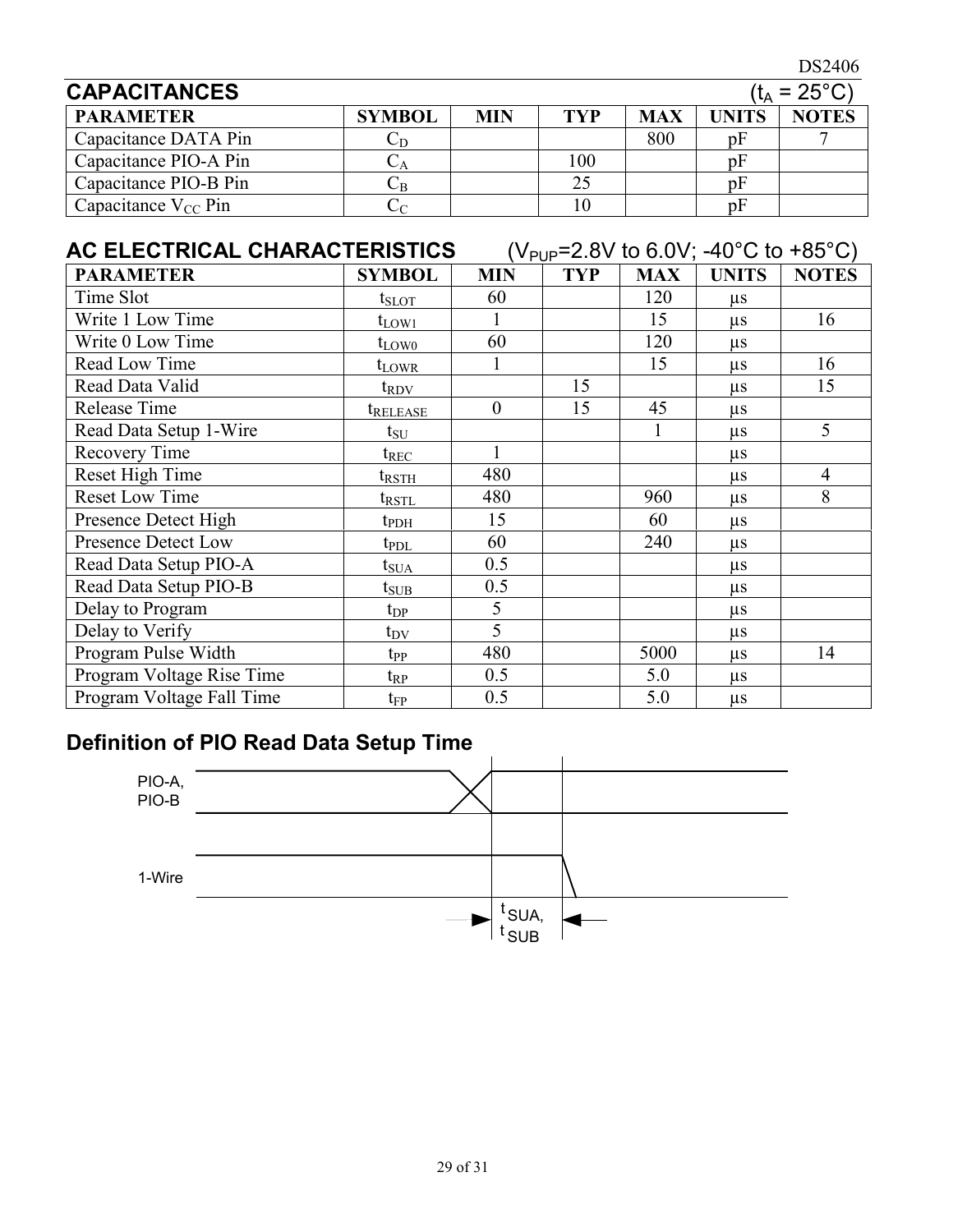## CAPACITANCES

($t_A$ = 25°C)

| PARAMETER | SYMBOL | MIN | TYP | MAX | UNITS | NOTES |
|---|---|---|---|---|---|---|
| Capacitance DATA Pin | $C_D$ | | | 800 | pF | 7 |
| Capacitance PIO-A Pin | $C_A$ | | 100 | | pF | |
| Capacitance PIO-B Pin | $C_B$ | | 25 | | pF | |
| Capacitance $V_{CC}$ Pin | $C_C$ | | 10 | | pF | |

## AC ELECTRICAL CHARACTERISTICS

($V_{PUP}$=2.8V to 6.0V; -40°C to +85°C)

| PARAMETER | SYMBOL | MIN | TYP | MAX | UNITS | NOTES |
|---|---|---|---|---|---|---|
| Time Slot | $t_{SLOT}$ | 60 | | 120 | µs | |
| Write 1 Low Time | $t_{LOW1}$ | 1 | | 15 | µs | 16 |
| Write 0 Low Time | $t_{LOW0}$ | 60 | | 120 | µs | |
| Read Low Time | $t_{LOWR}$ | 1 | | 15 | µs | 16 |
| Read Data Valid | $t_{RDV}$ | | 15 | | µs | 15 |
| Release Time | $t_{RELEASE}$ | 0 | 15 | 45 | µs | |
| Read Data Setup 1-Wire | $t_{SU}$ | | | 1 | µs | 5 |
| Recovery Time | $t_{REC}$ | 1 | | | µs | |
| Reset High Time | $t_{RSTH}$ | 480 | | | µs | 4 |
| Reset Low Time | $t_{RSTL}$ | 480 | | 960 | µs | 8 |
| Presence Detect High | $t_{PDH}$ | 15 | | 60 | µs | |
| Presence Detect Low | $t_{PDL}$ | 60 | | 240 | µs | |
| Read Data Setup PIO-A | $t_{SUA}$ | 0.5 | | | µs | |
| Read Data Setup PIO-B | $t_{SUB}$ | 0.5 | | | µs | |
| Delay to Program | $t_{DP}$ | 5 | | | µs | |
| Delay to Verify | $t_{DV}$ | 5 | | | µs | |
| Program Pulse Width | $t_{PP}$ | 480 | | 5000 | µs | 14 |
| Program Voltage Rise Time | $t_{RP}$ | 0.5 | | 5.0 | µs | |
| Program Voltage Fall Time | $t_{FP}$ | 0.5 | | 5.0 | µs | |

## Definition of PIO Read Data Setup Time

PIO-A, PIO-B

1-Wire

$t_{SUA}$, $t_{SUB}$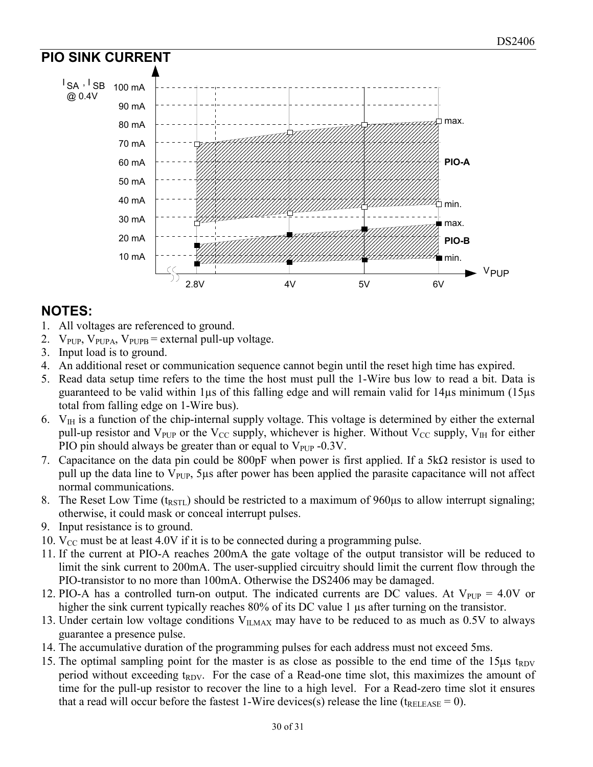## PIO SINK CURRENT

$I_{SA}$, $I_{SB}$ @ 0.4V

100 mA
90 mA
80 mA
70 mA
60 mA
50 mA
40 mA
30 mA
20 mA
10 mA

max.
PIO-A
min.
max.
PIO-B
min.

$V_{PUP}$

2.8V 4V 5V 6V

## NOTES:

1. All voltages are referenced to ground.
2. $V_{PUP}$, $V_{PUPA}$, $V_{PUPB}$ = external pull-up voltage.
3. Input load is to ground.
4. An additional reset or communication sequence cannot begin until the reset high time has expired.
5. Read data setup time refers to the time the host must pull the 1-Wire bus low to read a bit. Data is guaranteed to be valid within 1µs of this falling edge and will remain valid for 14µs minimum (15µs total from falling edge on 1-Wire bus).
6. $V_{IH}$ is a function of the chip-internal supply voltage. This voltage is determined by either the external pull-up resistor and $V_{PUP}$ or the $V_{CC}$ supply, whichever is higher. Without $V_{CC}$ supply, $V_{IH}$ for either PIO pin should always be greater than or equal to $V_{PUP}$ -0.3V.
7. Capacitance on the data pin could be 800pF when power is first applied. If a 5kΩ resistor is used to pull up the data line to $V_{PUP}$, 5µs after power has been applied the parasite capacitance will not affect normal communications.
8. The Reset Low Time ($t_{RSTL}$) should be restricted to a maximum of 960µs to allow interrupt signaling; otherwise, it could mask or conceal interrupt pulses.
9. Input resistance is to ground.
10. $V_{CC}$ must be at least 4.0V if it is to be connected during a programming pulse.
11. If the current at PIO-A reaches 200mA the gate voltage of the output transistor will be reduced to limit the sink current to 200mA. The user-supplied circuitry should limit the current flow through the PIO-transistor to no more than 100mA. Otherwise the DS2406 may be damaged.
12. PIO-A has a controlled turn-on output. The indicated currents are DC values. At $V_{PUP}$ = 4.0V or higher the sink current typically reaches 80% of its DC value 1 µs after turning on the transistor.
13. Under certain low voltage conditions $V_{ILMAX}$ may have to be reduced to as much as 0.5V to always guarantee a presence pulse.
14. The accumulative duration of the programming pulses for each address must not exceed 5ms.
15. The optimal sampling point for the master is as close as possible to the end time of the 15µs $t_{RDV}$ period without exceeding $t_{RDV}$. For the case of a Read-one time slot, this maximizes the amount of time for the pull-up resistor to recover the line to a high level. For a Read-zero time slot it ensures that a read will occur before the fastest 1-Wire devices(s) release the line ($t_{RELEASE}$ = 0).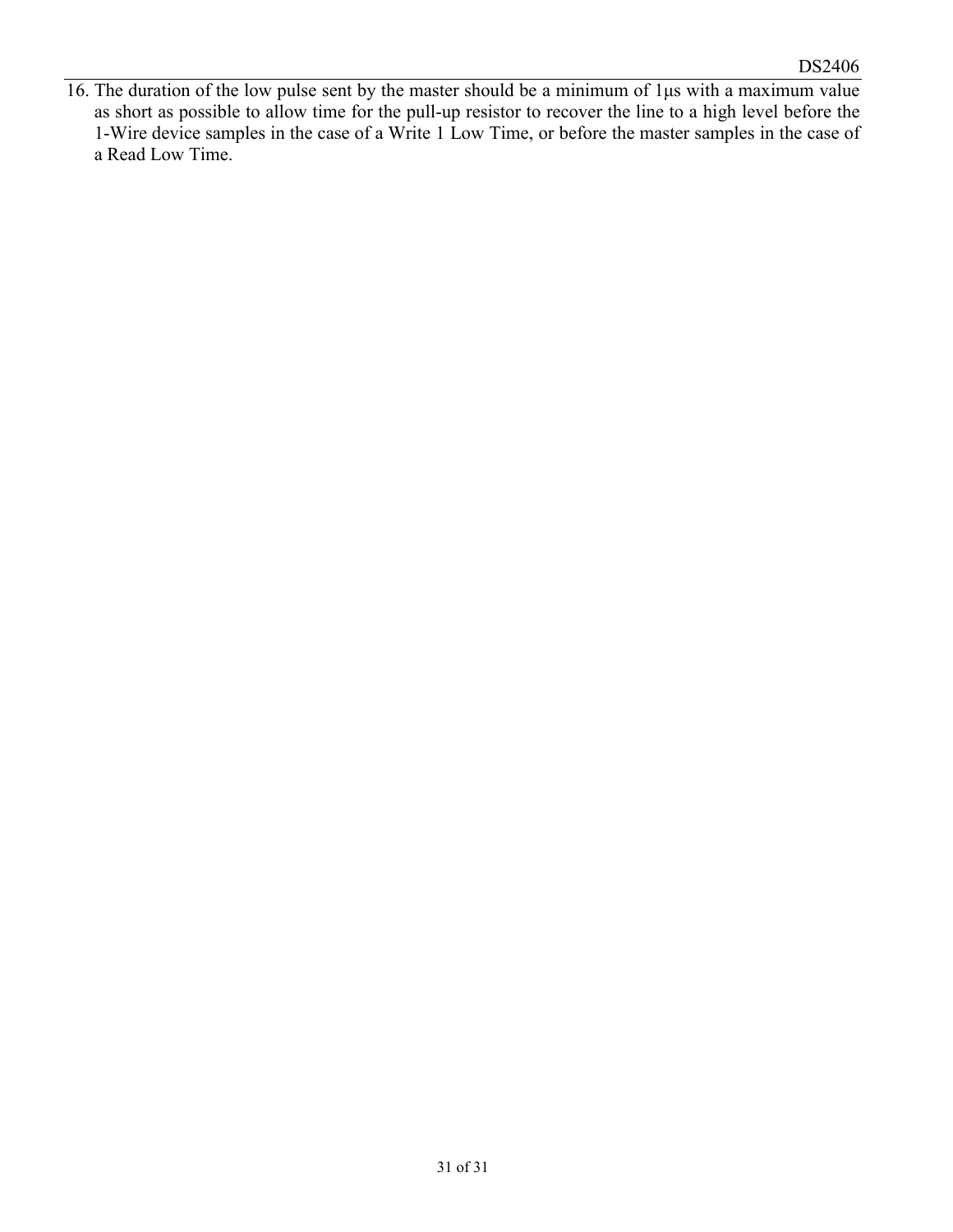16. The duration of the low pulse sent by the master should be a minimum of 1µs with a maximum value as short as possible to allow time for the pull-up resistor to recover the line to a high level before the 1-Wire device samples in the case of a Write 1 Low Time, or before the master samples in the case of a Read Low Time.